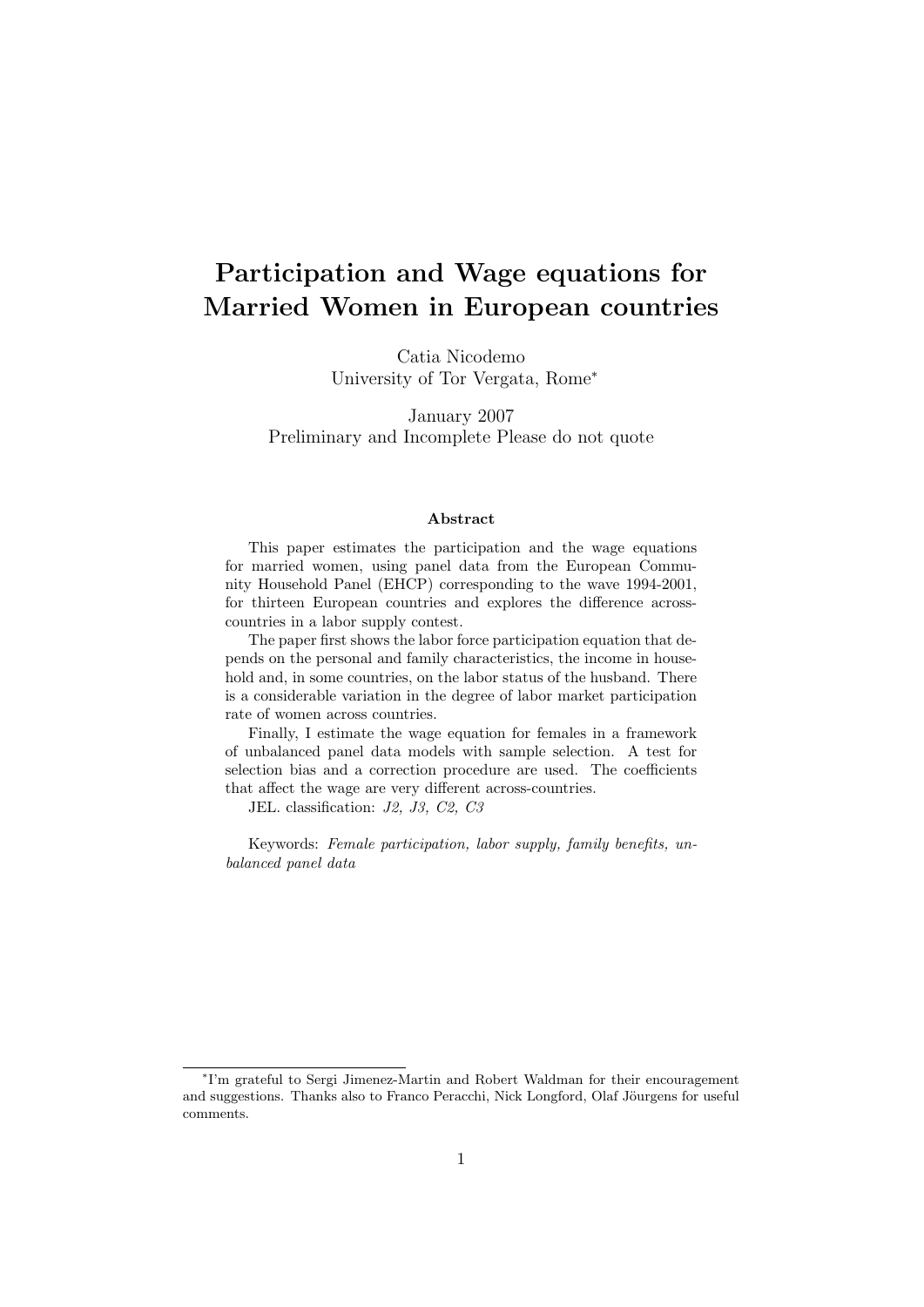# Participation and Wage equations for Married Women in European countries

Catia Nicodemo
University of Tor Vergata, Rome*

January 2007
Preliminary and Incomplete Please do not quote

### Abstract

This paper estimates the participation and the wage equations for married women, using panel data from the European Community Household Panel (EHCP) corresponding to the wave 1994-2001, for thirteen European countries and explores the difference across-countries in a labor supply contest.

The paper first shows the labor force participation equation that depends on the personal and family characteristics, the income in household and, in some countries, on the labor status of the husband. There is a considerable variation in the degree of labor market participation rate of women across countries.

Finally, I estimate the wage equation for females in a framework of unbalanced panel data models with sample selection. A test for selection bias and a correction procedure are used. The coefficients that affect the wage are very different across-countries.

JEL. classification: *J2, J3, C2, C3*

Keywords: *Female participation, labor supply, family benefits, unbalanced panel data*

---

*I'm grateful to Sergi Jimenez-Martin and Robert Waldman for their encouragement and suggestions. Thanks also to Franco Peracchi, Nick Longford, Olaf Jöurgens for useful comments.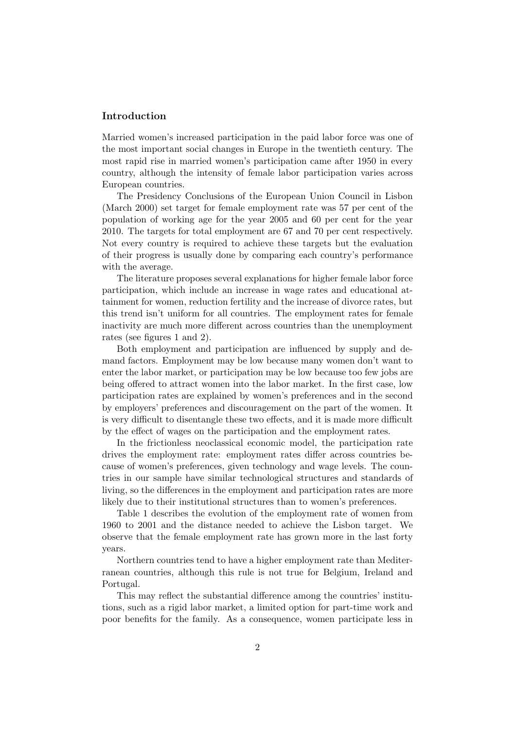## Introduction

Married women's increased participation in the paid labor force was one of the most important social changes in Europe in the twentieth century. The most rapid rise in married women's participation came after 1950 in every country, although the intensity of female labor participation varies across European countries.

The Presidency Conclusions of the European Union Council in Lisbon (March 2000) set target for female employment rate was 57 per cent of the population of working age for the year 2005 and 60 per cent for the year 2010. The targets for total employment are 67 and 70 per cent respectively. Not every country is required to achieve these targets but the evaluation of their progress is usually done by comparing each country's performance with the average.

The literature proposes several explanations for higher female labor force participation, which include an increase in wage rates and educational attainment for women, reduction fertility and the increase of divorce rates, but this trend isn't uniform for all countries. The employment rates for female inactivity are much more different across countries than the unemployment rates (see figures 1 and 2).

Both employment and participation are influenced by supply and demand factors. Employment may be low because many women don't want to enter the labor market, or participation may be low because too few jobs are being offered to attract women into the labor market. In the first case, low participation rates are explained by women's preferences and in the second by employers' preferences and discouragement on the part of the women. It is very difficult to disentangle these two effects, and it is made more difficult by the effect of wages on the participation and the employment rates.

In the frictionless neoclassical economic model, the participation rate drives the employment rate: employment rates differ across countries because of women's preferences, given technology and wage levels. The countries in our sample have similar technological structures and standards of living, so the differences in the employment and participation rates are more likely due to their institutional structures than to women's preferences.

Table 1 describes the evolution of the employment rate of women from 1960 to 2001 and the distance needed to achieve the Lisbon target. We observe that the female employment rate has grown more in the last forty years.

Northern countries tend to have a higher employment rate than Mediterranean countries, although this rule is not true for Belgium, Ireland and Portugal.

This may reflect the substantial difference among the countries' institutions, such as a rigid labor market, a limited option for part-time work and poor benefits for the family. As a consequence, women participate less in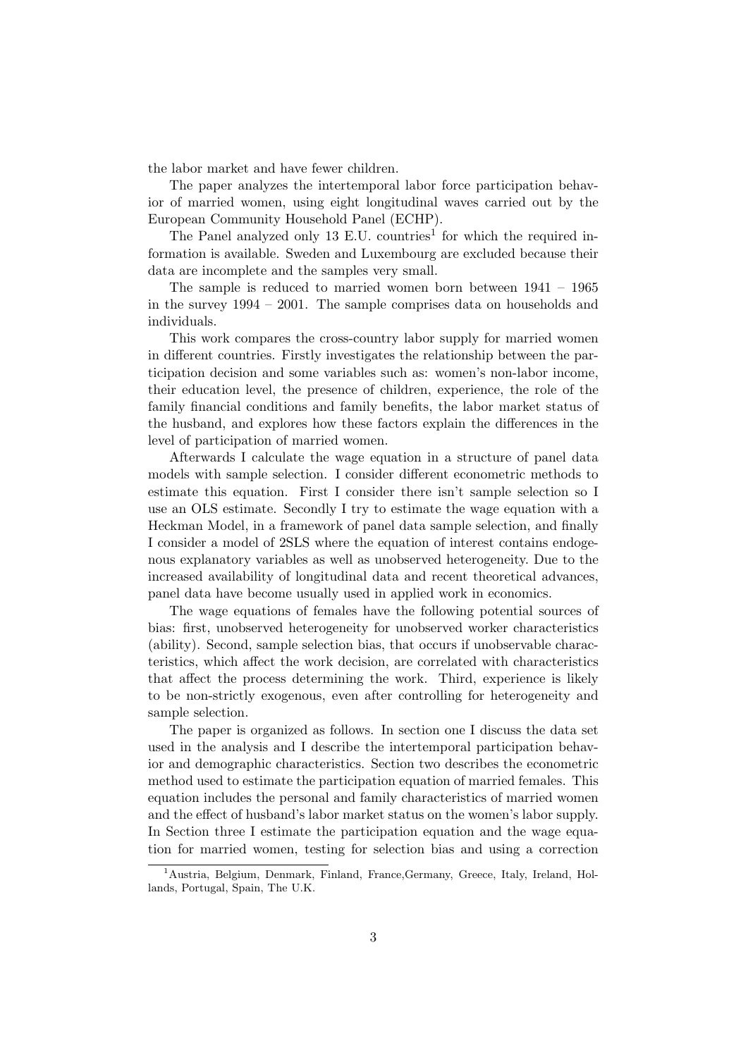the labor market and have fewer children.

The paper analyzes the intertemporal labor force participation behavior of married women, using eight longitudinal waves carried out by the European Community Household Panel (ECHP).

The Panel analyzed only 13 E.U. countries[1] for which the required information is available. Sweden and Luxembourg are excluded because their data are incomplete and the samples very small.

The sample is reduced to married women born between 1941 – 1965 in the survey 1994 – 2001. The sample comprises data on households and individuals.

This work compares the cross-country labor supply for married women in different countries. Firstly investigates the relationship between the participation decision and some variables such as: women's non-labor income, their education level, the presence of children, experience, the role of the family financial conditions and family benefits, the labor market status of the husband, and explores how these factors explain the differences in the level of participation of married women.

Afterwards I calculate the wage equation in a structure of panel data models with sample selection. I consider different econometric methods to estimate this equation. First I consider there isn't sample selection so I use an OLS estimate. Secondly I try to estimate the wage equation with a Heckman Model, in a framework of panel data sample selection, and finally I consider a model of 2SLS where the equation of interest contains endogenous explanatory variables as well as unobserved heterogeneity. Due to the increased availability of longitudinal data and recent theoretical advances, panel data have become usually used in applied work in economics.

The wage equations of females have the following potential sources of bias: first, unobserved heterogeneity for unobserved worker characteristics (ability). Second, sample selection bias, that occurs if unobservable characteristics, which affect the work decision, are correlated with characteristics that affect the process determining the work. Third, experience is likely to be non-strictly exogenous, even after controlling for heterogeneity and sample selection.

The paper is organized as follows. In section one I discuss the data set used in the analysis and I describe the intertemporal participation behavior and demographic characteristics. Section two describes the econometric method used to estimate the participation equation of married females. This equation includes the personal and family characteristics of married women and the effect of husband's labor market status on the women's labor supply. In Section three I estimate the participation equation and the wage equation for married women, testing for selection bias and using a correction

[1] Austria, Belgium, Denmark, Finland, France,Germany, Greece, Italy, Ireland, Hollands, Portugal, Spain, The U.K.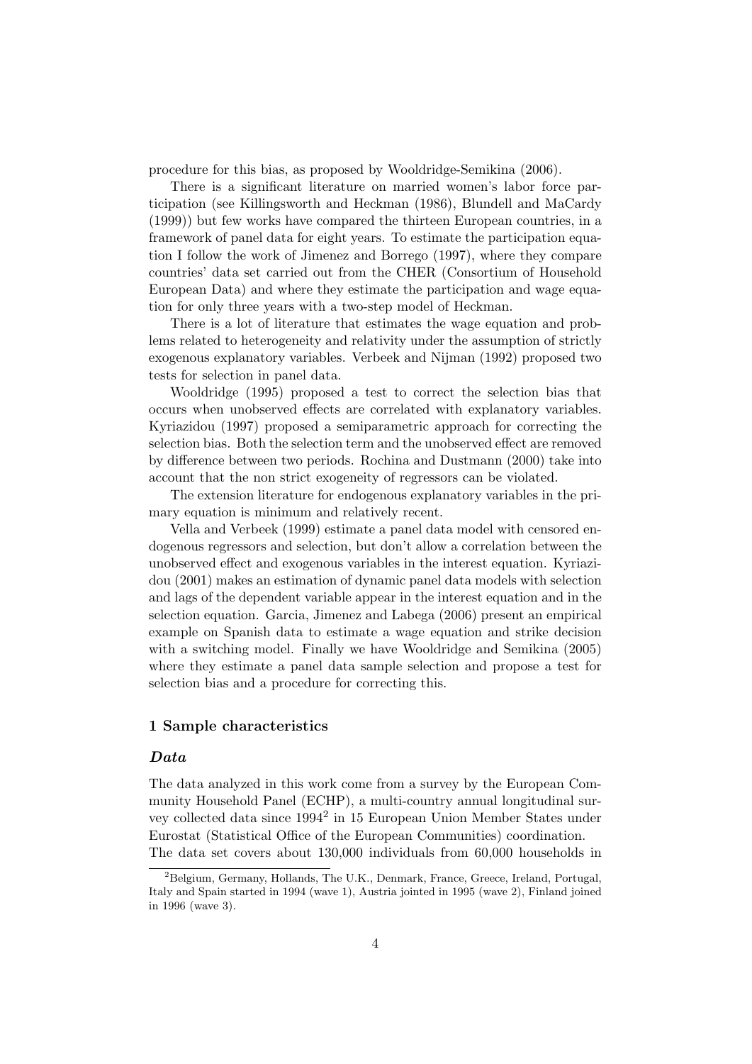procedure for this bias, as proposed by Wooldridge-Semikina (2006).

There is a significant literature on married women's labor force participation (see Killingsworth and Heckman (1986), Blundell and MaCardy (1999)) but few works have compared the thirteen European countries, in a framework of panel data for eight years. To estimate the participation equation I follow the work of Jimenez and Borrego (1997), where they compare countries' data set carried out from the CHER (Consortium of Household European Data) and where they estimate the participation and wage equation for only three years with a two-step model of Heckman.

There is a lot of literature that estimates the wage equation and problems related to heterogeneity and relativity under the assumption of strictly exogenous explanatory variables. Verbeek and Nijman (1992) proposed two tests for selection in panel data.

Wooldridge (1995) proposed a test to correct the selection bias that occurs when unobserved effects are correlated with explanatory variables. Kyriazidou (1997) proposed a semiparametric approach for correcting the selection bias. Both the selection term and the unobserved effect are removed by difference between two periods. Rochina and Dustmann (2000) take into account that the non strict exogeneity of regressors can be violated.

The extension literature for endogenous explanatory variables in the primary equation is minimum and relatively recent.

Vella and Verbeek (1999) estimate a panel data model with censored endogenous regressors and selection, but don't allow a correlation between the unobserved effect and exogenous variables in the interest equation. Kyriazidou (2001) makes an estimation of dynamic panel data models with selection and lags of the dependent variable appear in the interest equation and in the selection equation. Garcia, Jimenez and Labega (2006) present an empirical example on Spanish data to estimate a wage equation and strike decision with a switching model. Finally we have Wooldridge and Semikina (2005) where they estimate a panel data sample selection and propose a test for selection bias and a procedure for correcting this.

## 1 Sample characteristics

### *Data*

The data analyzed in this work come from a survey by the European Community Household Panel (ECHP), a multi-country annual longitudinal survey collected data since 1994[2] in 15 European Union Member States under Eurostat (Statistical Office of the European Communities) coordination.
The data set covers about 130,000 individuals from 60,000 households in

[2] Belgium, Germany, Hollands, The U.K., Denmark, France, Greece, Ireland, Portugal, Italy and Spain started in 1994 (wave 1), Austria jointed in 1995 (wave 2), Finland joined in 1996 (wave 3).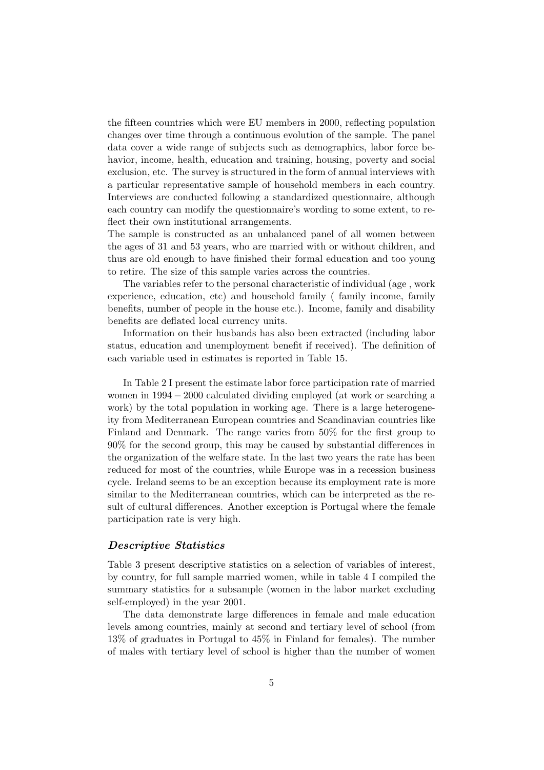the fifteen countries which were EU members in 2000, reflecting population changes over time through a continuous evolution of the sample. The panel data cover a wide range of subjects such as demographics, labor force behavior, income, health, education and training, housing, poverty and social exclusion, etc. The survey is structured in the form of annual interviews with a particular representative sample of household members in each country. Interviews are conducted following a standardized questionnaire, although each country can modify the questionnaire's wording to some extent, to reflect their own institutional arrangements.
The sample is constructed as an unbalanced panel of all women between the ages of 31 and 53 years, who are married with or without children, and thus are old enough to have finished their formal education and too young to retire. The size of this sample varies across the countries.

The variables refer to the personal characteristic of individual (age , work experience, education, etc) and household family ( family income, family benefits, number of people in the house etc.). Income, family and disability benefits are deflated local currency units.

Information on their husbands has also been extracted (including labor status, education and unemployment benefit if received). The definition of each variable used in estimates is reported in Table 15.

In Table 2 I present the estimate labor force participation rate of married women in $1994 - 2000$ calculated dividing employed (at work or searching a work) by the total population in working age. There is a large heterogeneity from Mediterranean European countries and Scandinavian countries like Finland and Denmark. The range varies from 50% for the first group to 90% for the second group, this may be caused by substantial differences in the organization of the welfare state. In the last two years the rate has been reduced for most of the countries, while Europe was in a recession business cycle. Ireland seems to be an exception because its employment rate is more similar to the Mediterranean countries, which can be interpreted as the result of cultural differences. Another exception is Portugal where the female participation rate is very high.

### *Descriptive Statistics*

Table 3 present descriptive statistics on a selection of variables of interest, by country, for full sample married women, while in table 4 I compiled the summary statistics for a subsample (women in the labor market excluding self-employed) in the year 2001.

The data demonstrate large differences in female and male education levels among countries, mainly at second and tertiary level of school (from 13% of graduates in Portugal to 45% in Finland for females). The number of males with tertiary level of school is higher than the number of women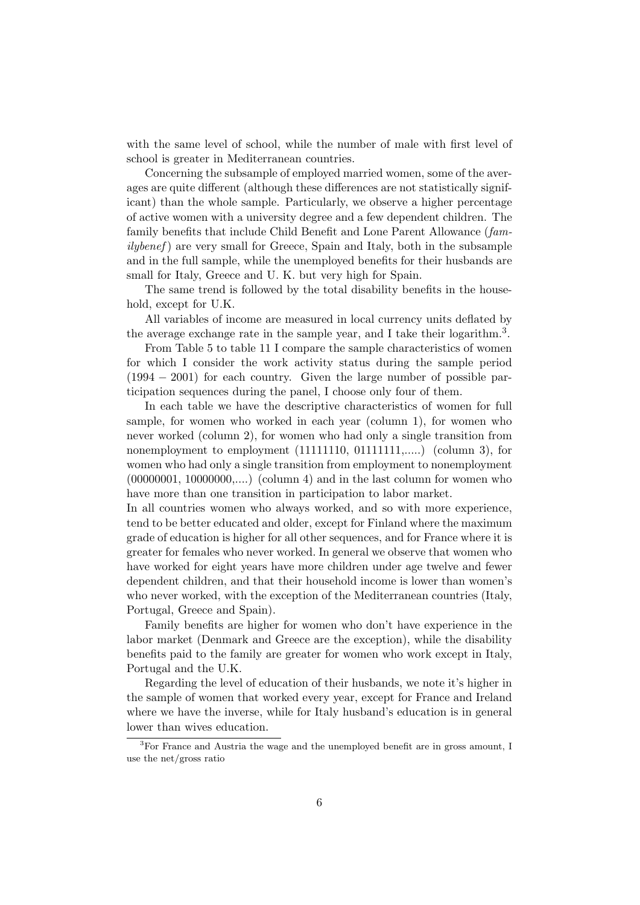with the same level of school, while the number of male with first level of school is greater in Mediterranean countries.

Concerning the subsample of employed married women, some of the averages are quite different (although these differences are not statistically significant) than the whole sample. Particularly, we observe a higher percentage of active women with a university degree and a few dependent children. The family benefits that include Child Benefit and Lone Parent Allowance (*familybenef*) are very small for Greece, Spain and Italy, both in the subsample and in the full sample, while the unemployed benefits for their husbands are small for Italy, Greece and U. K. but very high for Spain.

The same trend is followed by the total disability benefits in the household, except for U.K.

All variables of income are measured in local currency units deflated by the average exchange rate in the sample year, and I take their logarithm.[3].

From Table 5 to table 11 I compare the sample characteristics of women for which I consider the work activity status during the sample period $(1994 - 2001)$ for each country. Given the large number of possible participation sequences during the panel, I choose only four of them.

In each table we have the descriptive characteristics of women for full sample, for women who worked in each year (column 1), for women who never worked (column 2), for women who had only a single transition from nonemployment to employment (11111110, 01111111,.....) (column 3), for women who had only a single transition from employment to nonemployment (00000001, 10000000,....) (column 4) and in the last column for women who have more than one transition in participation to labor market.
In all countries women who always worked, and so with more experience, tend to be better educated and older, except for Finland where the maximum grade of education is higher for all other sequences, and for France where it is greater for females who never worked. In general we observe that women who have worked for eight years have more children under age twelve and fewer dependent children, and that their household income is lower than women's who never worked, with the exception of the Mediterranean countries (Italy, Portugal, Greece and Spain).

Family benefits are higher for women who don't have experience in the labor market (Denmark and Greece are the exception), while the disability benefits paid to the family are greater for women who work except in Italy, Portugal and the U.K.

Regarding the level of education of their husbands, we note it's higher in the sample of women that worked every year, except for France and Ireland where we have the inverse, while for Italy husband's education is in general lower than wives education.

[3]For France and Austria the wage and the unemployed benefit are in gross amount, I use the net/gross ratio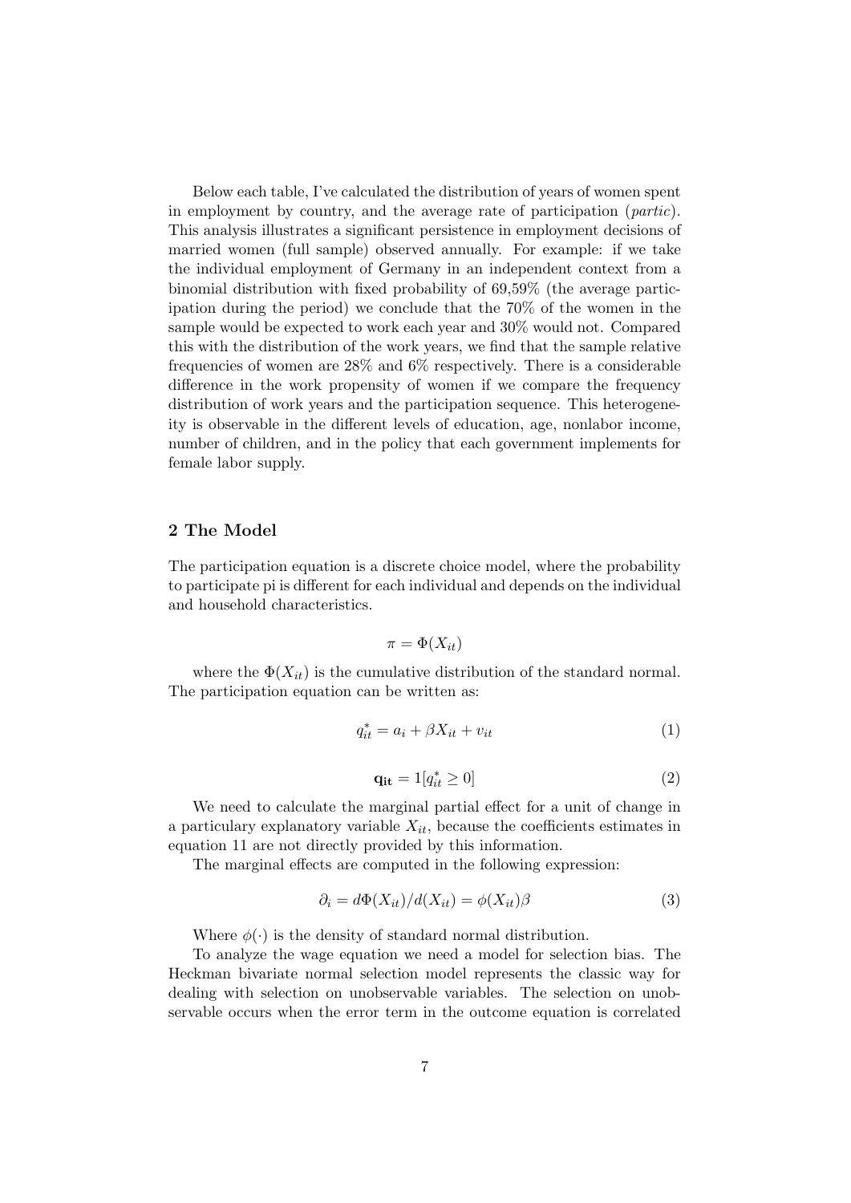Below each table, I've calculated the distribution of years of women spent in employment by country, and the average rate of participation (*partic*). This analysis illustrates a significant persistence in employment decisions of married women (full sample) observed annually. For example: if we take the individual employment of Germany in an independent context from a binomial distribution with fixed probability of 69,59% (the average participation during the period) we conclude that the 70% of the women in the sample would be expected to work each year and 30% would not. Compared this with the distribution of the work years, we find that the sample relative frequencies of women are 28% and 6% respectively. There is a considerable difference in the work propensity of women if we compare the frequency distribution of work years and the participation sequence. This heterogeneity is observable in the different levels of education, age, nonlabor income, number of children, and in the policy that each government implements for female labor supply.

## 2 The Model

The participation equation is a discrete choice model, where the probability to participate pi is different for each individual and depends on the individual and household characteristics.

$$\pi = \Phi(X_{it})$$

where the $\Phi(X_{it})$ is the cumulative distribution of the standard normal. The participation equation can be written as:

$$q_{it}^{*} = a_i + \beta X_{it} + v_{it} \tag{1}$$

$$\mathbf{q_{it}} = 1[q_{it}^{*} \geq 0] \tag{2}$$

We need to calculate the marginal partial effect for a unit of change in a particulary explanatory variable $X_{it}$, because the coefficients estimates in equation 11 are not directly provided by this information.

The marginal effects are computed in the following expression:

$$\partial_i = d\Phi(X_{it})/d(X_{it}) = \phi(X_{it})\beta \tag{3}$$

Where $\phi(\cdot)$ is the density of standard normal distribution.

To analyze the wage equation we need a model for selection bias. The Heckman bivariate normal selection model represents the classic way for dealing with selection on unobservable variables. The selection on unobservable occurs when the error term in the outcome equation is correlated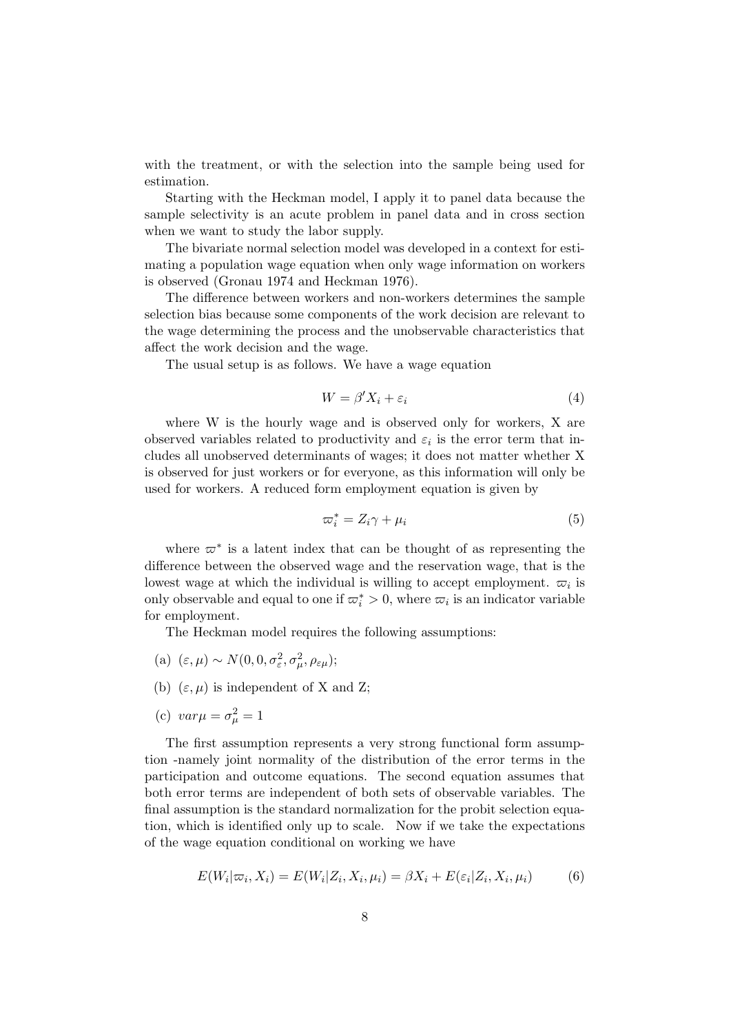with the treatment, or with the selection into the sample being used for estimation.

Starting with the Heckman model, I apply it to panel data because the sample selectivity is an acute problem in panel data and in cross section when we want to study the labor supply.

The bivariate normal selection model was developed in a context for estimating a population wage equation when only wage information on workers is observed (Gronau 1974 and Heckman 1976).

The difference between workers and non-workers determines the sample selection bias because some components of the work decision are relevant to the wage determining the process and the unobservable characteristics that affect the work decision and the wage.

The usual setup is as follows. We have a wage equation

$$W = \beta' X_i + \varepsilon_i \tag{4}$$

where W is the hourly wage and is observed only for workers, X are observed variables related to productivity and $\varepsilon_i$ is the error term that includes all unobserved determinants of wages; it does not matter whether X is observed for just workers or for everyone, as this information will only be used for workers. A reduced form employment equation is given by

$$\varpi_i^* = Z_i\gamma + \mu_i \tag{5}$$

where $\varpi^*$ is a latent index that can be thought of as representing the difference between the observed wage and the reservation wage, that is the lowest wage at which the individual is willing to accept employment. $\varpi_i$ is only observable and equal to one if $\varpi_i^* > 0$, where $\varpi_i$ is an indicator variable for employment.

The Heckman model requires the following assumptions:

(a) $(\varepsilon, \mu) \sim N(0, 0, \sigma_\varepsilon^2, \sigma_\mu^2, \rho_{\varepsilon\mu})$;

(b) $(\varepsilon, \mu)$ is independent of X and Z;

(c) $var\mu = \sigma_\mu^2 = 1$

The first assumption represents a very strong functional form assumption -namely joint normality of the distribution of the error terms in the participation and outcome equations. The second equation assumes that both error terms are independent of both sets of observable variables. The final assumption is the standard normalization for the probit selection equation, which is identified only up to scale. Now if we take the expectations of the wage equation conditional on working we have

$$E(W_i|\varpi_i, X_i) = E(W_i|Z_i, X_i, \mu_i) = \beta X_i + E(\varepsilon_i|Z_i, X_i, \mu_i) \tag{6}$$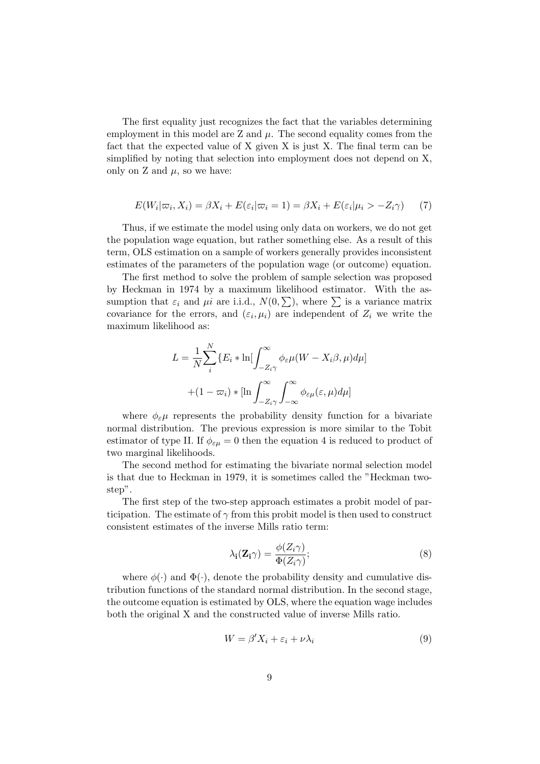The first equality just recognizes the fact that the variables determining employment in this model are Z and $\mu$. The second equality comes from the fact that the expected value of X given X is just X. The final term can be simplified by noting that selection into employment does not depend on X, only on Z and $\mu$, so we have:

$$E(W_i|\varpi_i, X_i) = \beta X_i + E(\varepsilon_i|\varpi_i = 1) = \beta X_i + E(\varepsilon_i|\mu_i > -Z_i\gamma) \quad (7)$$

Thus, if we estimate the model using only data on workers, we do not get the population wage equation, but rather something else. As a result of this term, OLS estimation on a sample of workers generally provides inconsistent estimates of the parameters of the population wage (or outcome) equation.

The first method to solve the problem of sample selection was proposed by Heckman in 1974 by a maximum likelihood estimator. With the assumption that $\varepsilon_i$ and $\mu i$ are i.i.d., $N(0, \sum)$, where $\sum$ is a variance matrix covariance for the errors, and $(\varepsilon_i, \mu_i)$ are independent of $Z_i$ we write the maximum likelihood as:

$$L = \frac{1}{N}\sum_{i}^{N}\{E_i * \ln[\int_{-Z_i\gamma}^{\infty} \phi_{\varepsilon}\mu(W - X_i\beta, \mu)d\mu]$$

$$+(1 - \varpi_i) * [\ln \int_{-Z_i\gamma}^{\infty}\int_{-\infty}^{\infty} \phi_{\varepsilon\mu}(\varepsilon, \mu)d\mu]$$

where $\phi_{\varepsilon}\mu$ represents the probability density function for a bivariate normal distribution. The previous expression is more similar to the Tobit estimator of type II. If $\phi_{\varepsilon\mu} = 0$ then the equation 4 is reduced to product of two marginal likelihoods.

The second method for estimating the bivariate normal selection model is that due to Heckman in 1979, it is sometimes called the "Heckman two-step".

The first step of the two-step approach estimates a probit model of participation. The estimate of $\gamma$ from this probit model is then used to construct consistent estimates of the inverse Mills ratio term:

$$\lambda_{\mathbf{i}}(\mathbf{Z_i}\gamma) = \frac{\phi(Z_i\gamma)}{\Phi(Z_i\gamma)}; \quad (8)$$

where $\phi(\cdot)$ and $\Phi(\cdot)$, denote the probability density and cumulative distribution functions of the standard normal distribution. In the second stage, the outcome equation is estimated by OLS, where the equation wage includes both the original X and the constructed value of inverse Mills ratio.

$$W = \beta' X_i + \varepsilon_i + \nu\lambda_i \quad (9)$$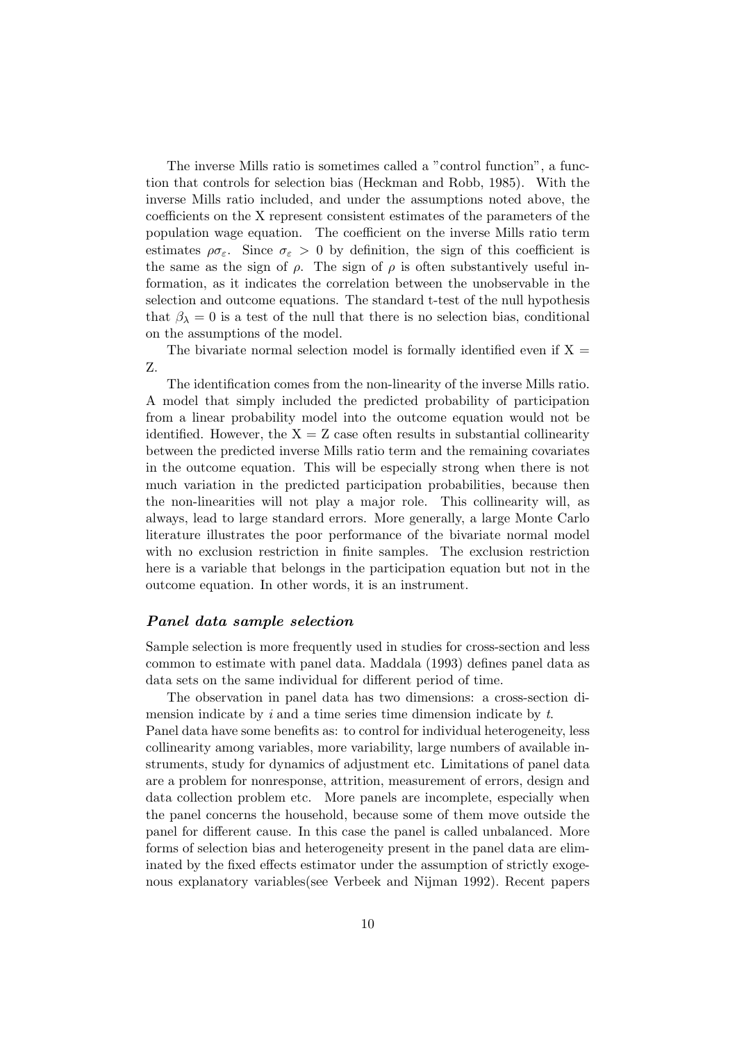The inverse Mills ratio is sometimes called a "control function", a function that controls for selection bias (Heckman and Robb, 1985). With the inverse Mills ratio included, and under the assumptions noted above, the coefficients on the X represent consistent estimates of the parameters of the population wage equation. The coefficient on the inverse Mills ratio term estimates $\rho\sigma_\varepsilon$. Since $\sigma_\varepsilon > 0$ by definition, the sign of this coefficient is the same as the sign of $\rho$. The sign of $\rho$ is often substantively useful information, as it indicates the correlation between the unobservable in the selection and outcome equations. The standard t-test of the null hypothesis that $\beta_\lambda = 0$ is a test of the null that there is no selection bias, conditional on the assumptions of the model.

The bivariate normal selection model is formally identified even if X = Z.

The identification comes from the non-linearity of the inverse Mills ratio. A model that simply included the predicted probability of participation from a linear probability model into the outcome equation would not be identified. However, the X = Z case often results in substantial collinearity between the predicted inverse Mills ratio term and the remaining covariates in the outcome equation. This will be especially strong when there is not much variation in the predicted participation probabilities, because then the non-linearities will not play a major role. This collinearity will, as always, lead to large standard errors. More generally, a large Monte Carlo literature illustrates the poor performance of the bivariate normal model with no exclusion restriction in finite samples. The exclusion restriction here is a variable that belongs in the participation equation but not in the outcome equation. In other words, it is an instrument.

### *Panel data sample selection*

Sample selection is more frequently used in studies for cross-section and less common to estimate with panel data. Maddala (1993) defines panel data as data sets on the same individual for different period of time.

The observation in panel data has two dimensions: a cross-section dimension indicate by $i$ and a time series time dimension indicate by $t$.
Panel data have some benefits as: to control for individual heterogeneity, less collinearity among variables, more variability, large numbers of available instruments, study for dynamics of adjustment etc. Limitations of panel data are a problem for nonresponse, attrition, measurement of errors, design and data collection problem etc. More panels are incomplete, especially when the panel concerns the household, because some of them move outside the panel for different cause. In this case the panel is called unbalanced. More forms of selection bias and heterogeneity present in the panel data are eliminated by the fixed effects estimator under the assumption of strictly exogenous explanatory variables(see Verbeek and Nijman 1992). Recent papers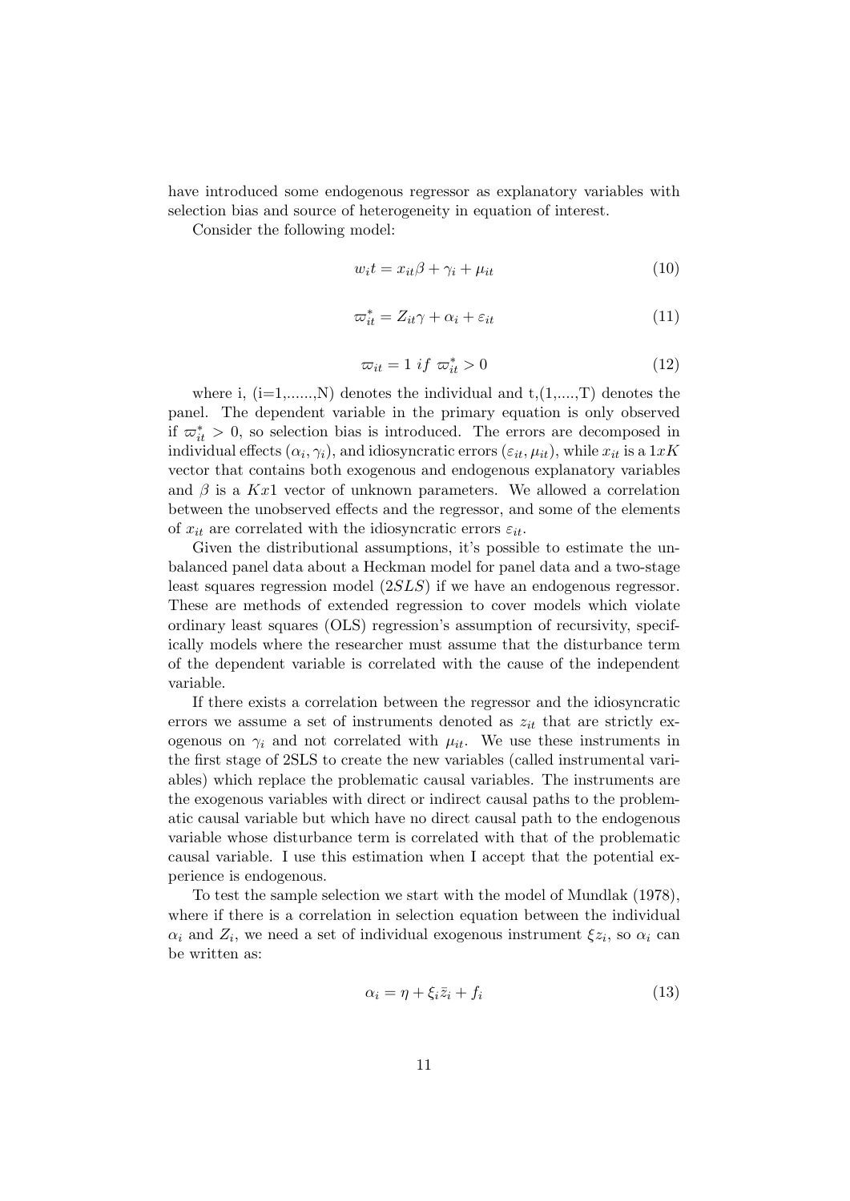have introduced some endogenous regressor as explanatory variables with selection bias and source of heterogeneity in equation of interest.

Consider the following model:

$$w_it = x_{it}\beta + \gamma_i + \mu_{it} \tag{10}$$

$$\varpi^*_{it} = Z_{it}\gamma + \alpha_i + \varepsilon_{it} \tag{11}$$

$$\varpi_{it} = 1 \ if \ \varpi^*_{it} > 0 \tag{12}$$

where i, (i=1,......,N) denotes the individual and t,(1,....,T) denotes the panel. The dependent variable in the primary equation is only observed if $\varpi^*_{it} > 0$, so selection bias is introduced. The errors are decomposed in individual effects $(\alpha_i, \gamma_i)$, and idiosyncratic errors $(\varepsilon_{it}, \mu_{it})$, while $x_{it}$ is a $1xK$ vector that contains both exogenous and endogenous explanatory variables and $\beta$ is a $Kx1$ vector of unknown parameters. We allowed a correlation between the unobserved effects and the regressor, and some of the elements of $x_{it}$ are correlated with the idiosyncratic errors $\varepsilon_{it}$.

Given the distributional assumptions, it's possible to estimate the unbalanced panel data about a Heckman model for panel data and a two-stage least squares regression model ($2SLS$) if we have an endogenous regressor. These are methods of extended regression to cover models which violate ordinary least squares (OLS) regression's assumption of recursivity, specifically models where the researcher must assume that the disturbance term of the dependent variable is correlated with the cause of the independent variable.

If there exists a correlation between the regressor and the idiosyncratic errors we assume a set of instruments denoted as $z_{it}$ that are strictly exogenous on $\gamma_i$ and not correlated with $\mu_{it}$. We use these instruments in the first stage of 2SLS to create the new variables (called instrumental variables) which replace the problematic causal variables. The instruments are the exogenous variables with direct or indirect causal paths to the problematic causal variable but which have no direct causal path to the endogenous variable whose disturbance term is correlated with that of the problematic causal variable. I use this estimation when I accept that the potential experience is endogenous.

To test the sample selection we start with the model of Mundlak (1978), where if there is a correlation in selection equation between the individual $\alpha_i$ and $Z_i$, we need a set of individual exogenous instrument $\xi z_i$, so $\alpha_i$ can be written as:

$$\alpha_i = \eta + \xi_i \bar{z}_i + f_i \tag{13}$$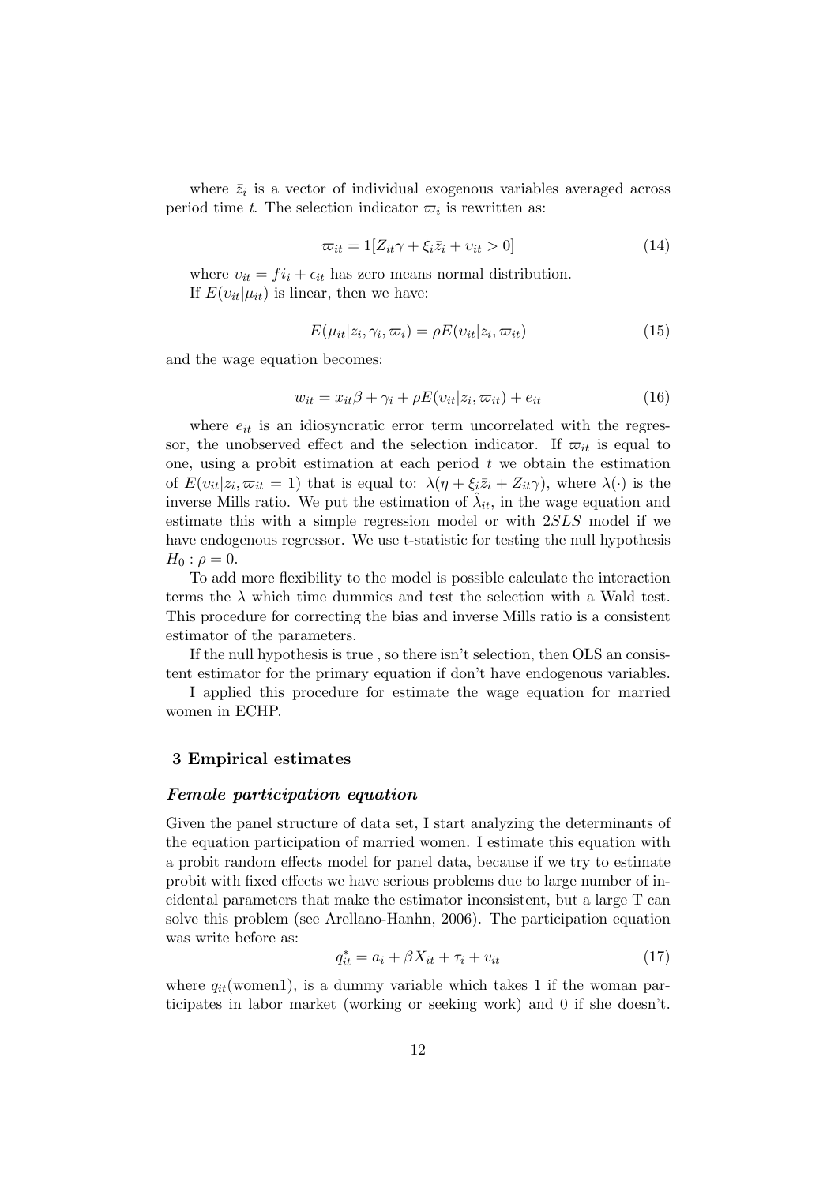where $\bar{z}_i$ is a vector of individual exogenous variables averaged across period time $t$. The selection indicator $\varpi_i$ is rewritten as:

$$\varpi_{it} = 1[Z_{it}\gamma + \xi_i \bar{z}_i + \upsilon_{it} > 0] \tag{14}$$

where $\upsilon_{it} = fi_i + \epsilon_{it}$ has zero means normal distribution.
If $E(\upsilon_{it}|\mu_{it})$ is linear, then we have:

$$E(\mu_{it}|z_i, \gamma_i, \varpi_i) = \rho E(\upsilon_{it}|z_i, \varpi_{it}) \tag{15}$$

and the wage equation becomes:

$$w_{it} = x_{it}\beta + \gamma_i + \rho E(\upsilon_{it}|z_i, \varpi_{it}) + e_{it} \tag{16}$$

where $e_{it}$ is an idiosyncratic error term uncorrelated with the regressor, the unobserved effect and the selection indicator. If $\varpi_{it}$ is equal to one, using a probit estimation at each period $t$ we obtain the estimation of $E(\upsilon_{it}|z_i, \varpi_{it} = 1)$ that is equal to: $\lambda(\eta + \xi_i \bar{z}_i + Z_{it}\gamma)$, where $\lambda(\cdot)$ is the inverse Mills ratio. We put the estimation of $\hat{\lambda}_{it}$, in the wage equation and estimate this with a simple regression model or with $2SLS$ model if we have endogenous regressor. We use t-statistic for testing the null hypothesis $H_0 : \rho = 0$.

To add more flexibility to the model is possible calculate the interaction terms the $\lambda$ which time dummies and test the selection with a Wald test. This procedure for correcting the bias and inverse Mills ratio is a consistent estimator of the parameters.

If the null hypothesis is true , so there isn't selection, then OLS an consistent estimator for the primary equation if don't have endogenous variables.

I applied this procedure for estimate the wage equation for married women in ECHP.

## 3 Empirical estimates

### *Female participation equation*

Given the panel structure of data set, I start analyzing the determinants of the equation participation of married women. I estimate this equation with a probit random effects model for panel data, because if we try to estimate probit with fixed effects we have serious problems due to large number of incidental parameters that make the estimator inconsistent, but a large T can solve this problem (see Arellano-Hanhn, 2006). The participation equation was write before as:

$$q^*_{it} = a_i + \beta X_{it} + \tau_i + v_{it} \tag{17}$$

where $q_{it}$(women1), is a dummy variable which takes 1 if the woman participates in labor market (working or seeking work) and 0 if she doesn't.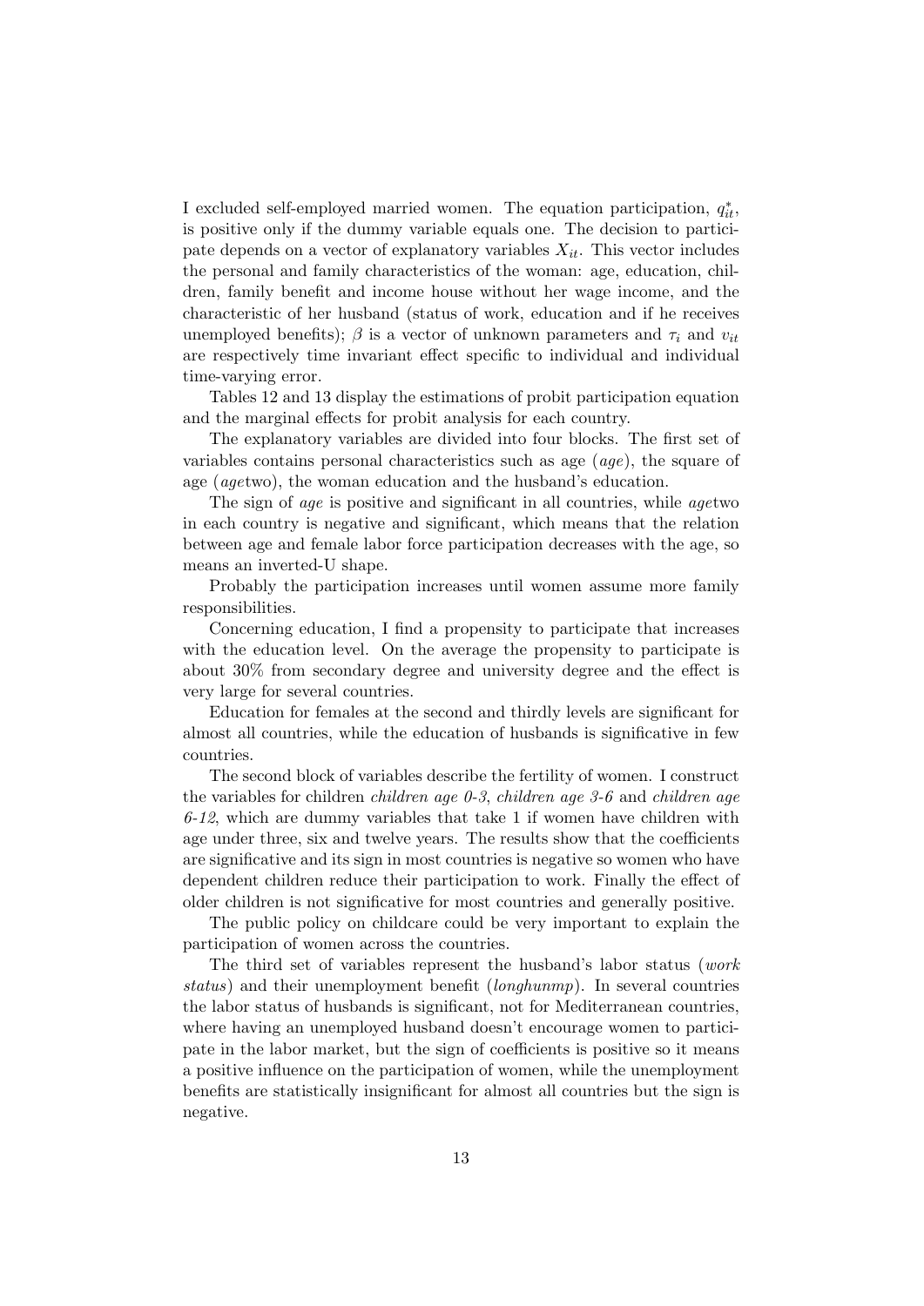I excluded self-employed married women. The equation participation, $q_{it}^*$, is positive only if the dummy variable equals one. The decision to participate depends on a vector of explanatory variables $X_{it}$. This vector includes the personal and family characteristics of the woman: age, education, children, family benefit and income house without her wage income, and the characteristic of her husband (status of work, education and if he receives unemployed benefits); $\beta$ is a vector of unknown parameters and $\tau_i$ and $v_{it}$ are respectively time invariant effect specific to individual and individual time-varying error.

Tables 12 and 13 display the estimations of probit participation equation and the marginal effects for probit analysis for each country.

The explanatory variables are divided into four blocks. The first set of variables contains personal characteristics such as age (*age*), the square of age (*age*two), the woman education and the husband's education.

The sign of *age* is positive and significant in all countries, while *age*two in each country is negative and significant, which means that the relation between age and female labor force participation decreases with the age, so means an inverted-U shape.

Probably the participation increases until women assume more family responsibilities.

Concerning education, I find a propensity to participate that increases with the education level. On the average the propensity to participate is about 30% from secondary degree and university degree and the effect is very large for several countries.

Education for females at the second and thirdly levels are significant for almost all countries, while the education of husbands is significative in few countries.

The second block of variables describe the fertility of women. I construct the variables for children *children age 0-3*, *children age 3-6* and *children age 6-12*, which are dummy variables that take 1 if women have children with age under three, six and twelve years. The results show that the coefficients are significative and its sign in most countries is negative so women who have dependent children reduce their participation to work. Finally the effect of older children is not significative for most countries and generally positive.

The public policy on childcare could be very important to explain the participation of women across the countries.

The third set of variables represent the husband's labor status (*work status*) and their unemployment benefit (*longhunmp*). In several countries the labor status of husbands is significant, not for Mediterranean countries, where having an unemployed husband doesn't encourage women to participate in the labor market, but the sign of coefficients is positive so it means a positive influence on the participation of women, while the unemployment benefits are statistically insignificant for almost all countries but the sign is negative.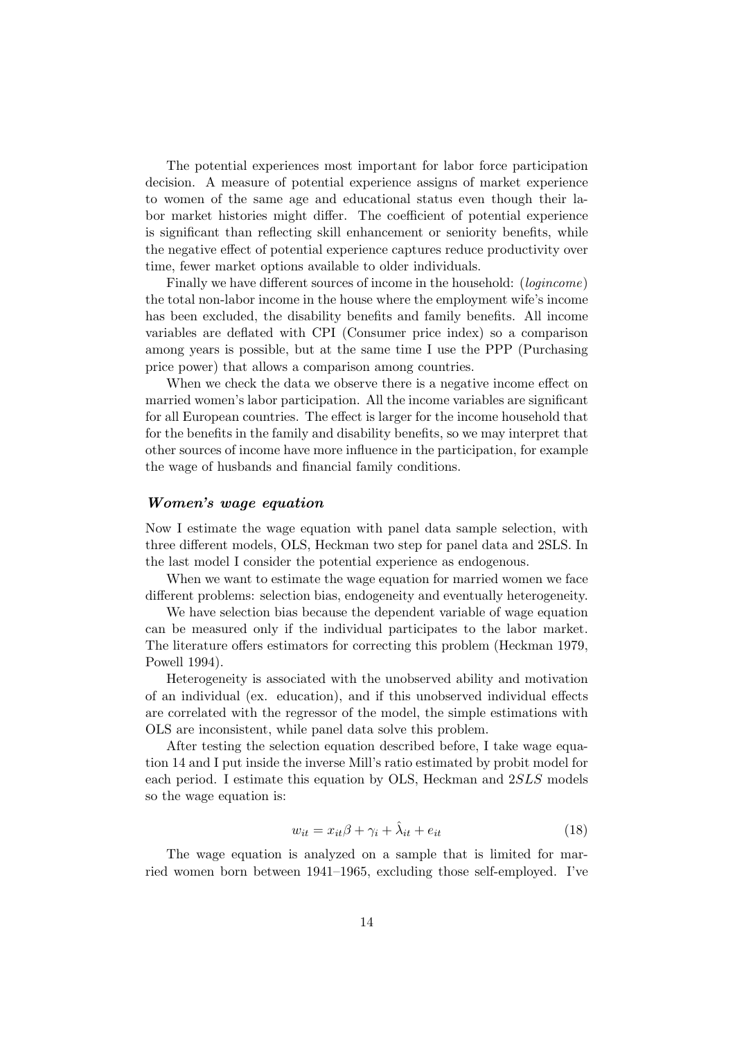The potential experiences most important for labor force participation decision. A measure of potential experience assigns of market experience to women of the same age and educational status even though their labor market histories might differ. The coefficient of potential experience is significant than reflecting skill enhancement or seniority benefits, while the negative effect of potential experience captures reduce productivity over time, fewer market options available to older individuals.

Finally we have different sources of income in the household: (*logincome*) the total non-labor income in the house where the employment wife's income has been excluded, the disability benefits and family benefits. All income variables are deflated with CPI (Consumer price index) so a comparison among years is possible, but at the same time I use the PPP (Purchasing price power) that allows a comparison among countries.

When we check the data we observe there is a negative income effect on married women's labor participation. All the income variables are significant for all European countries. The effect is larger for the income household that for the benefits in the family and disability benefits, so we may interpret that other sources of income have more influence in the participation, for example the wage of husbands and financial family conditions.

### *Women's wage equation*

Now I estimate the wage equation with panel data sample selection, with three different models, OLS, Heckman two step for panel data and 2SLS. In the last model I consider the potential experience as endogenous.

When we want to estimate the wage equation for married women we face different problems: selection bias, endogeneity and eventually heterogeneity.

We have selection bias because the dependent variable of wage equation can be measured only if the individual participates to the labor market. The literature offers estimators for correcting this problem (Heckman 1979, Powell 1994).

Heterogeneity is associated with the unobserved ability and motivation of an individual (ex. education), and if this unobserved individual effects are correlated with the regressor of the model, the simple estimations with OLS are inconsistent, while panel data solve this problem.

After testing the selection equation described before, I take wage equation 14 and I put inside the inverse Mill's ratio estimated by probit model for each period. I estimate this equation by OLS, Heckman and $2SLS$ models so the wage equation is:

$$w_{it} = x_{it}\beta + \gamma_i + \hat{\lambda}_{it} + e_{it} \tag{18}$$

The wage equation is analyzed on a sample that is limited for married women born between 1941–1965, excluding those self-employed. I've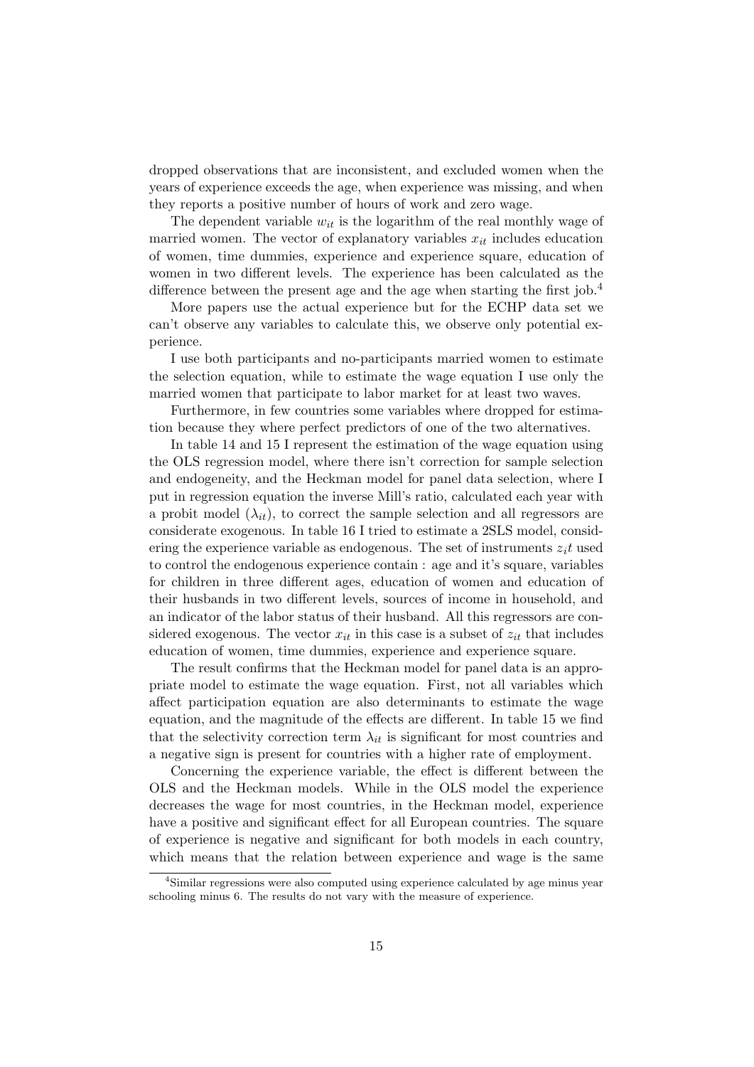dropped observations that are inconsistent, and excluded women when the years of experience exceeds the age, when experience was missing, and when they reports a positive number of hours of work and zero wage.

The dependent variable $w_{it}$ is the logarithm of the real monthly wage of married women. The vector of explanatory variables $x_{it}$ includes education of women, time dummies, experience and experience square, education of women in two different levels. The experience has been calculated as the difference between the present age and the age when starting the first job.[4]

More papers use the actual experience but for the ECHP data set we can't observe any variables to calculate this, we observe only potential experience.

I use both participants and no-participants married women to estimate the selection equation, while to estimate the wage equation I use only the married women that participate to labor market for at least two waves.

Furthermore, in few countries some variables where dropped for estimation because they where perfect predictors of one of the two alternatives.

In table 14 and 15 I represent the estimation of the wage equation using the OLS regression model, where there isn't correction for sample selection and endogeneity, and the Heckman model for panel data selection, where I put in regression equation the inverse Mill's ratio, calculated each year with a probit model ($\lambda_{it}$), to correct the sample selection and all regressors are considerate exogenous. In table 16 I tried to estimate a 2SLS model, considering the experience variable as endogenous. The set of instruments $z_it$ used to control the endogenous experience contain : age and it's square, variables for children in three different ages, education of women and education of their husbands in two different levels, sources of income in household, and an indicator of the labor status of their husband. All this regressors are considered exogenous. The vector $x_{it}$ in this case is a subset of $z_{it}$ that includes education of women, time dummies, experience and experience square.

The result confirms that the Heckman model for panel data is an appropriate model to estimate the wage equation. First, not all variables which affect participation equation are also determinants to estimate the wage equation, and the magnitude of the effects are different. In table 15 we find that the selectivity correction term $\lambda_{it}$ is significant for most countries and a negative sign is present for countries with a higher rate of employment.

Concerning the experience variable, the effect is different between the OLS and the Heckman models. While in the OLS model the experience decreases the wage for most countries, in the Heckman model, experience have a positive and significant effect for all European countries. The square of experience is negative and significant for both models in each country, which means that the relation between experience and wage is the same

[4]Similar regressions were also computed using experience calculated by age minus year schooling minus 6. The results do not vary with the measure of experience.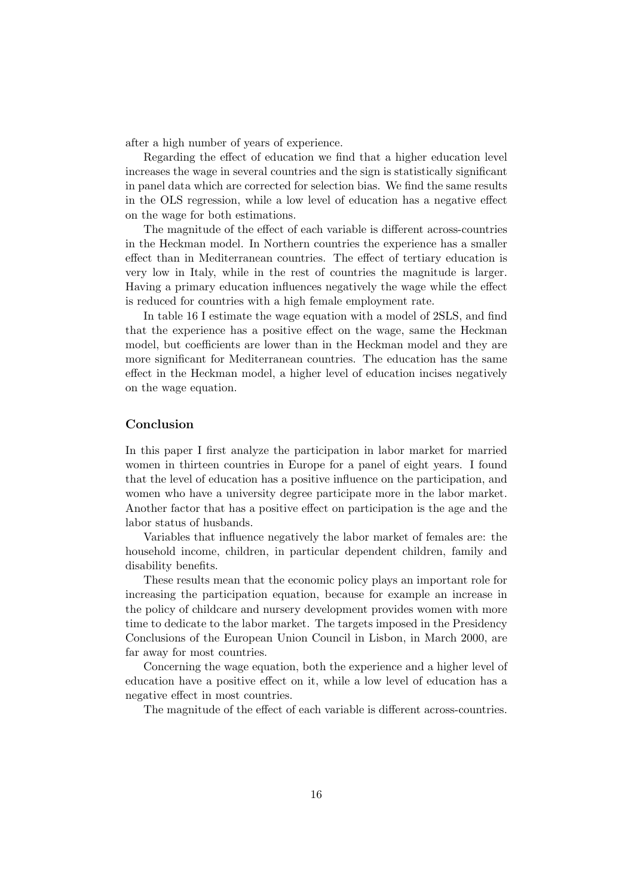after a high number of years of experience.

Regarding the effect of education we find that a higher education level increases the wage in several countries and the sign is statistically significant in panel data which are corrected for selection bias. We find the same results in the OLS regression, while a low level of education has a negative effect on the wage for both estimations.

The magnitude of the effect of each variable is different across-countries in the Heckman model. In Northern countries the experience has a smaller effect than in Mediterranean countries. The effect of tertiary education is very low in Italy, while in the rest of countries the magnitude is larger. Having a primary education influences negatively the wage while the effect is reduced for countries with a high female employment rate.

In table 16 I estimate the wage equation with a model of 2SLS, and find that the experience has a positive effect on the wage, same the Heckman model, but coefficients are lower than in the Heckman model and they are more significant for Mediterranean countries. The education has the same effect in the Heckman model, a higher level of education incises negatively on the wage equation.

### Conclusion

In this paper I first analyze the participation in labor market for married women in thirteen countries in Europe for a panel of eight years. I found that the level of education has a positive influence on the participation, and women who have a university degree participate more in the labor market. Another factor that has a positive effect on participation is the age and the labor status of husbands.

Variables that influence negatively the labor market of females are: the household income, children, in particular dependent children, family and disability benefits.

These results mean that the economic policy plays an important role for increasing the participation equation, because for example an increase in the policy of childcare and nursery development provides women with more time to dedicate to the labor market. The targets imposed in the Presidency Conclusions of the European Union Council in Lisbon, in March 2000, are far away for most countries.

Concerning the wage equation, both the experience and a higher level of education have a positive effect on it, while a low level of education has a negative effect in most countries.

The magnitude of the effect of each variable is different across-countries.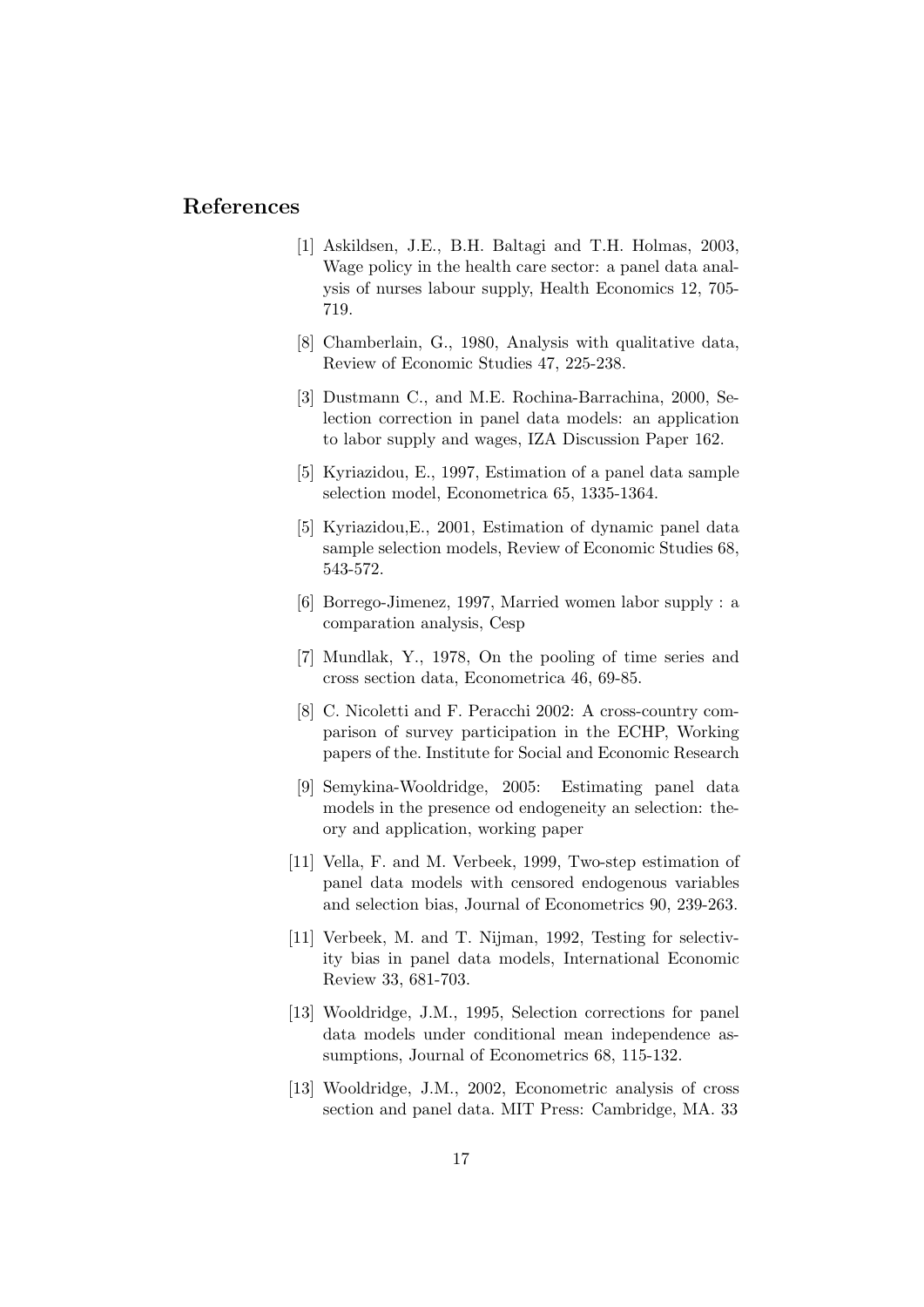## References

[1] Askildsen, J.E., B.H. Baltagi and T.H. Holmas, 2003, Wage policy in the health care sector: a panel data analysis of nurses labour supply, Health Economics 12, 705-719.

[8] Chamberlain, G., 1980, Analysis with qualitative data, Review of Economic Studies 47, 225-238.

[3] Dustmann C., and M.E. Rochina-Barrachina, 2000, Selection correction in panel data models: an application to labor supply and wages, IZA Discussion Paper 162.

[5] Kyriazidou, E., 1997, Estimation of a panel data sample selection model, Econometrica 65, 1335-1364.

[5] Kyriazidou,E., 2001, Estimation of dynamic panel data sample selection models, Review of Economic Studies 68, 543-572.

[6] Borrego-Jimenez, 1997, Married women labor supply : a comparation analysis, Cesp

[7] Mundlak, Y., 1978, On the pooling of time series and cross section data, Econometrica 46, 69-85.

[8] C. Nicoletti and F. Peracchi 2002: A cross-country comparison of survey participation in the ECHP, Working papers of the. Institute for Social and Economic Research

[9] Semykina-Wooldridge, 2005: Estimating panel data models in the presence od endogeneity an selection: theory and application, working paper

[11] Vella, F. and M. Verbeek, 1999, Two-step estimation of panel data models with censored endogenous variables and selection bias, Journal of Econometrics 90, 239-263.

[11] Verbeek, M. and T. Nijman, 1992, Testing for selectivity bias in panel data models, International Economic Review 33, 681-703.

[13] Wooldridge, J.M., 1995, Selection corrections for panel data models under conditional mean independence assumptions, Journal of Econometrics 68, 115-132.

[13] Wooldridge, J.M., 2002, Econometric analysis of cross section and panel data. MIT Press: Cambridge, MA. 33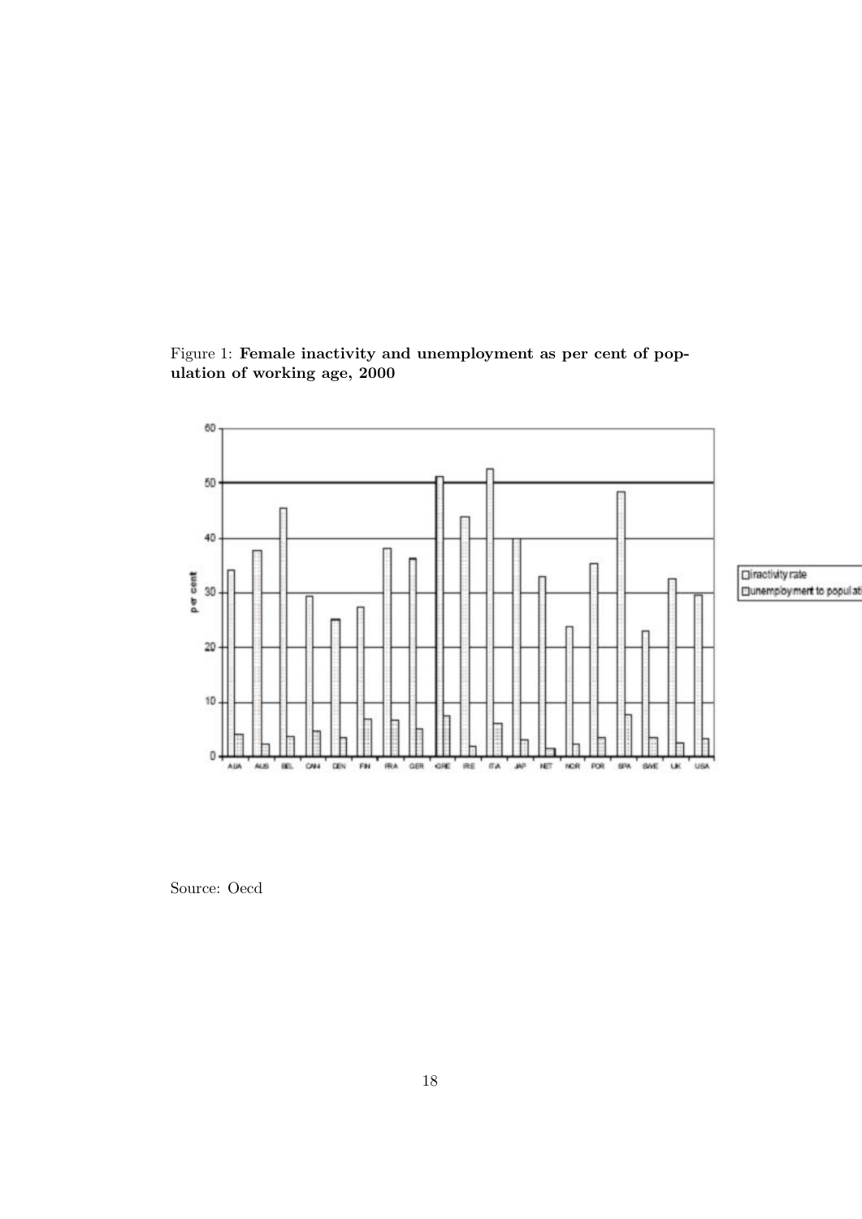Figure 1: **Female inactivity and unemployment as per cent of population of working age, 2000**

Source: Oecd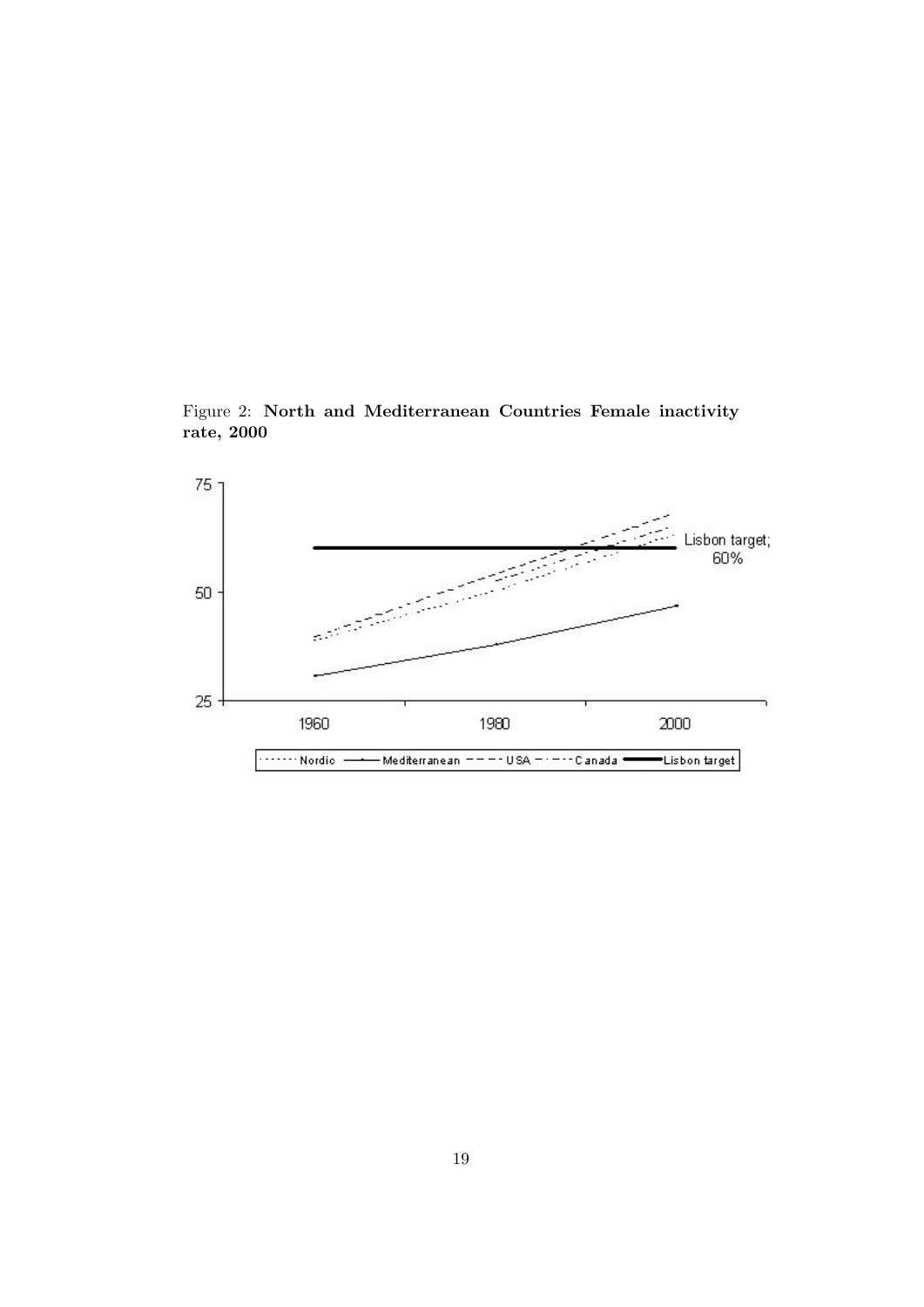Figure 2: **North and Mediterranean Countries Female inactivity rate, 2000**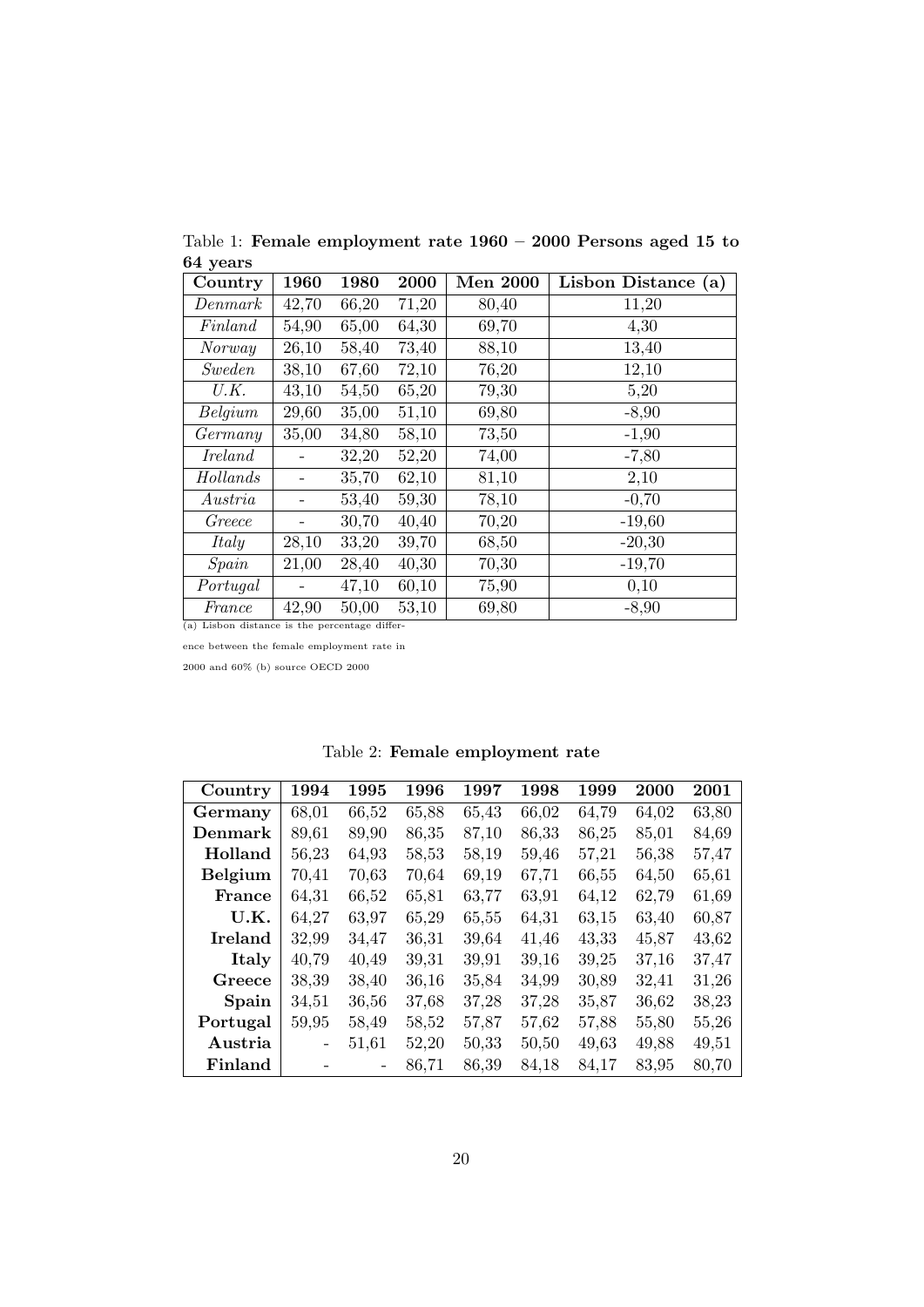Table 1: **Female employment rate 1960 – 2000 Persons aged 15 to 64 years**

| Country | 1960 | 1980 | 2000 | Men 2000 | Lisbon Distance (a) |
|---|---|---|---|---|---|
| *Denmark* | 42,70 | 66,20 | 71,20 | 80,40 | 11,20 |
| *Finland* | 54,90 | 65,00 | 64,30 | 69,70 | 4,30 |
| *Norway* | 26,10 | 58,40 | 73,40 | 88,10 | 13,40 |
| *Sweden* | 38,10 | 67,60 | 72,10 | 76,20 | 12,10 |
| *U.K.* | 43,10 | 54,50 | 65,20 | 79,30 | 5,20 |
| *Belgium* | 29,60 | 35,00 | 51,10 | 69,80 | -8,90 |
| *Germany* | 35,00 | 34,80 | 58,10 | 73,50 | -1,90 |
| *Ireland* | - | 32,20 | 52,20 | 74,00 | -7,80 |
| *Hollands* | - | 35,70 | 62,10 | 81,10 | 2,10 |
| *Austria* | - | 53,40 | 59,30 | 78,10 | -0,70 |
| *Greece* | - | 30,70 | 40,40 | 70,20 | -19,60 |
| *Italy* | 28,10 | 33,20 | 39,70 | 68,50 | -20,30 |
| *Spain* | 21,00 | 28,40 | 40,30 | 70,30 | -19,70 |
| *Portugal* | - | 47,10 | 60,10 | 75,90 | 0,10 |
| *France* | 42,90 | 50,00 | 53,10 | 69,80 | -8,90 |

(a) Lisbon distance is the percentage difference between the female employment rate in 2000 and 60% (b) source OECD 2000

Table 2: **Female employment rate**

| Country | 1994 | 1995 | 1996 | 1997 | 1998 | 1999 | 2000 | 2001 |
|---|---|---|---|---|---|---|---|---|
| **Germany** | 68,01 | 66,52 | 65,88 | 65,43 | 66,02 | 64,79 | 64,02 | 63,80 |
| **Denmark** | 89,61 | 89,90 | 86,35 | 87,10 | 86,33 | 86,25 | 85,01 | 84,69 |
| **Holland** | 56,23 | 64,93 | 58,53 | 58,19 | 59,46 | 57,21 | 56,38 | 57,47 |
| **Belgium** | 70,41 | 70,63 | 70,64 | 69,19 | 67,71 | 66,55 | 64,50 | 65,61 |
| **France** | 64,31 | 66,52 | 65,81 | 63,77 | 63,91 | 64,12 | 62,79 | 61,69 |
| **U.K.** | 64,27 | 63,97 | 65,29 | 65,55 | 64,31 | 63,15 | 63,40 | 60,87 |
| **Ireland** | 32,99 | 34,47 | 36,31 | 39,64 | 41,46 | 43,33 | 45,87 | 43,62 |
| **Italy** | 40,79 | 40,49 | 39,31 | 39,91 | 39,16 | 39,25 | 37,16 | 37,47 |
| **Greece** | 38,39 | 38,40 | 36,16 | 35,84 | 34,99 | 30,89 | 32,41 | 31,26 |
| **Spain** | 34,51 | 36,56 | 37,68 | 37,28 | 37,28 | 35,87 | 36,62 | 38,23 |
| **Portugal** | 59,95 | 58,49 | 58,52 | 57,87 | 57,62 | 57,88 | 55,80 | 55,26 |
| **Austria** | - | 51,61 | 52,20 | 50,33 | 50,50 | 49,63 | 49,88 | 49,51 |
| **Finland** | - | - | 86,71 | 86,39 | 84,18 | 84,17 | 83,95 | 80,70 |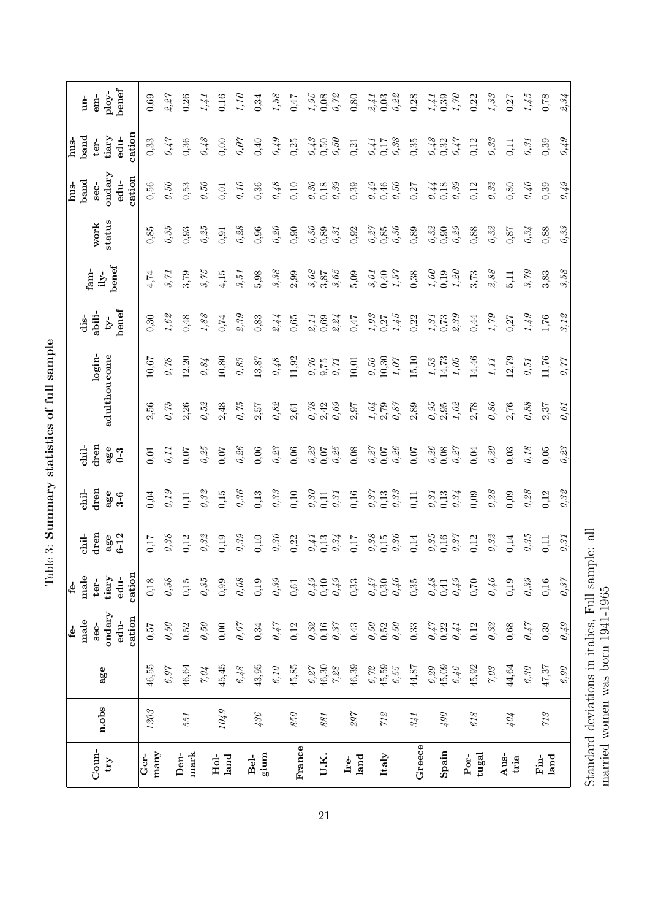Table 3: **Summary statistics of full sample**

| Country | n.obs | age | female secondary education | female tertiary education | children age 6-12 | children age 3-6 | children age 0-3 | adulthou | logincome | disability benef | family benef | work status | husband secondary education | husband tertiary education | unemploy benef |
|---|---|---|---|---|---|---|---|---|---|---|---|---|---|---|---|
| **Germany** | *1203* | 46,55 | 0,57 | 0,18 | 0,17 | 0,04 | 0,01 | 2,56 | 10,67 | 0,30 | 4,74 | 0,85 | 0,56 | 0,33 | 0,69 |
| | | *6,97* | *0,50* | *0,38* | *0,38* | *0,19* | *0,11* | *0,75* | *0,78* | *1,62* | *3,71* | *0,35* | *0,50* | *0,47* | *2,27* |
| **Denmark** | *551* | 46,64 | 0,52 | 0,15 | 0,12 | 0,11 | 0,07 | 2,26 | 12,20 | 0,48 | 3,79 | 0,93 | 0,53 | 0,36 | 0,26 |
| | | *7,04* | *0,50* | *0,35* | *0,32* | *0,32* | *0,25* | *0,52* | *0,84* | *1,88* | *3,75* | *0,25* | *0,50* | *0,48* | *1,41* |
| **Holland** | *1049* | 45,45 | 0,00 | 0,99 | 0,19 | 0,15 | 0,07 | 2,48 | 10,80 | 0,74 | 4,15 | 0,91 | 0,01 | 0,00 | 0,16 |
| | | *6,48* | *0,07* | *0,08* | *0,39* | *0,36* | *0,26* | *0,75* | *0,83* | *2,39* | *3,51* | *0,28* | *0,10* | *0,07* | *1,10* |
| **Belgium** | *436* | 43,95 | 0,34 | 0,19 | 0,10 | 0,13 | 0,06 | 2,57 | 13,87 | 0,83 | 5,98 | 0,96 | 0,36 | 0,40 | 0,34 |
| | | *6,10* | *0,47* | *0,39* | *0,30* | *0,33* | *0,23* | *0,82* | *0,48* | *2,44* | *3,38* | *0,20* | *0,48* | *0,49* | *1,58* |
| **France** | *850* | 45,85 | 0,12 | 0,61 | 0,22 | 0,10 | 0,06 | 2,61 | 11,92 | 0,65 | 2,99 | 0,90 | 0,10 | 0,25 | 0,47 |
| | | *6,27* | *0,32* | *0,49* | *0,41* | *0,30* | *0,23* | *0,78* | *0,76* | *2,11* | *3,68* | *0,30* | *0,30* | *0,43* | *1,95* |
| **U.K.** | *881* | 46,30 | 0,16 | 0,40 | 0,13 | 0,11 | 0,07 | 2,42 | 9,75 | 0,69 | 3,87 | 0,89 | 0,18 | 0,50 | 0,08 |
| | | *7,28* | *0,37* | *0,49* | *0,34* | *0,31* | *0,25* | *0,69* | *0,71* | *2,24* | *3,65* | *0,31* | *0,39* | *0,50* | *0,72* |
| **Ireland** | *297* | 46,39 | 0,43 | 0,33 | 0,17 | 0,16 | 0,08 | 2,97 | 10,01 | 0,47 | 5,09 | 0,92 | 0,39 | 0,21 | 0,80 |
| | | *6,72* | *0,50* | *0,47* | *0,38* | *0,37* | *0,27* | *1,04* | *0,50* | *1,93* | *3,01* | *0,27* | *0,49* | *0,41* | *2,41* |
| **Italy** | *712* | 45,59 | 0,52 | 0,30 | 0,15 | 0,13 | 0,07 | 2,79 | 10,30 | 0,27 | 0,40 | 0,85 | 0,46 | 0,17 | 0,03 |
| | | *6,55* | *0,50* | *0,46* | *0,36* | *0,33* | *0,26* | *0,87* | *1,07* | *1,45* | *1,57* | *0,36* | *0,50* | *0,38* | *0,22* |
| **Greece** | *341* | 44,87 | 0,33 | 0,35 | 0,14 | 0,11 | 0,07 | 2,89 | 15,10 | 0,22 | 0,38 | 0,89 | 0,27 | 0,35 | 0,28 |
| | | *6,29* | *0,47* | *0,48* | *0,35* | *0,31* | *0,26* | *0,95* | *1,53* | *1,31* | *1,60* | *0,32* | *0,44* | *0,48* | *1,41* |
| **Spain** | *490* | 45,09 | 0,22 | 0,41 | 0,16 | 0,13 | 0,08 | 2,95 | 14,73 | 0,73 | 0,19 | 0,90 | 0,18 | 0,32 | 0,39 |
| | | *6,46* | *0,41* | *0,49* | *0,37* | *0,34* | *0,27* | *1,02* | *1,05* | *2,39* | *1,20* | *0,29* | *0,39* | *0,47* | *1,70* |
| **Portugal** | *618* | 45,92 | 0,12 | 0,70 | 0,12 | 0,09 | 0,04 | 2,78 | 14,46 | 0,44 | 3,73 | 0,88 | 0,12 | 0,12 | 0,22 |
| | | *7,03* | *0,32* | *0,46* | *0,32* | *0,28* | *0,20* | *0,86* | *1,11* | *1,79* | *2,88* | *0,32* | *0,32* | *0,33* | *1,33* |
| **Austria** | *404* | 44,64 | 0,68 | 0,19 | 0,14 | 0,09 | 0,03 | 2,76 | 12,79 | 0,27 | 5,11 | 0,87 | 0,80 | 0,11 | 0,27 |
| | | *6,30* | *0,47* | *0,39* | *0,35* | *0,28* | *0,18* | *0,88* | *0,51* | *1,49* | *3,79* | *0,34* | *0,40* | *0,31* | *1,45* |
| **Finland** | *713* | 47,37 | 0,39 | 0,16 | 0,11 | 0,12 | 0,05 | 2,37 | 11,76 | 1,76 | 3,83 | 0,88 | 0,39 | 0,39 | 0,78 |
| | | *6,90* | *0,49* | *0,37* | *0,31* | *0,32* | *0,23* | *0,61* | *0,77* | *3,12* | *3,58* | *0,33* | *0,49* | *0,49* | *2,34* |

Standard deviations in italics, Full sample: all married women was born 1941-1965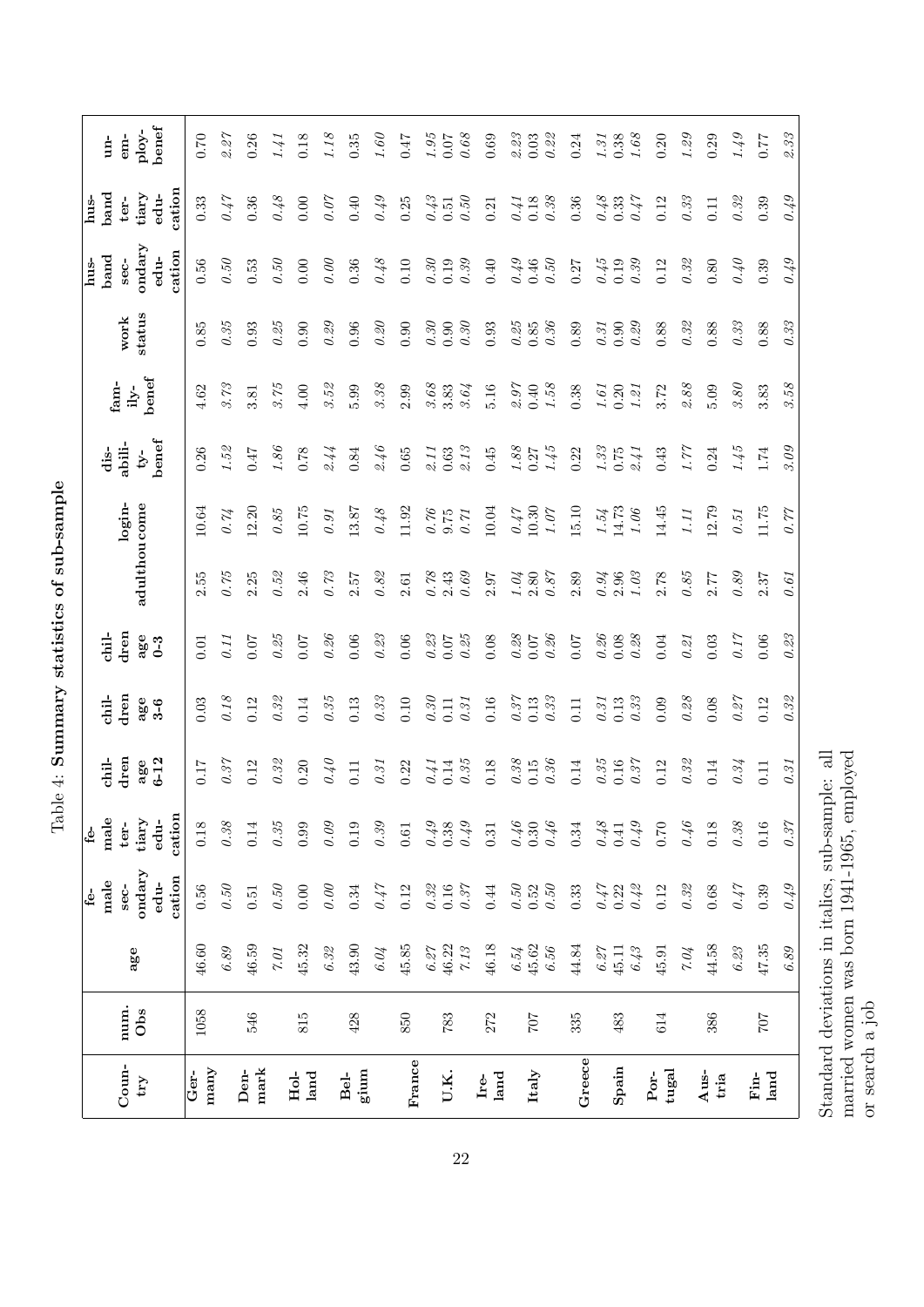Table 4: **Summary statistics of sub-sample**

| Country | num. Obs | age | female secondary education | female tertiary education | children age 6-12 | children age 3-6 | children age 0-3 | adulthou | login-come | disability benef | family benef | work status | husband secondary education | husband tertiary education | unemploy benef |
|---|---|---|---|---|---|---|---|---|---|---|---|---|---|---|---|
| Germany | 1058 | 46.60 | 0.56 | 0.18 | 0.17 | 0.03 | 0.01 | 2.55 | 10.64 | 0.26 | 4.62 | 0.85 | 0.56 | 0.33 | 0.70 |
| | | *6.89* | *0.50* | *0.38* | *0.37* | *0.18* | *0.11* | *0.75* | *0.74* | *1.52* | *3.73* | *0.35* | *0.50* | *0.47* | *2.27* |
| Denmark | 546 | 46.59 | 0.51 | 0.14 | 0.12 | 0.12 | 0.07 | 2.25 | 12.20 | 0.47 | 3.81 | 0.93 | 0.53 | 0.36 | 0.26 |
| | | *7.01* | *0.50* | *0.35* | *0.32* | *0.32* | *0.25* | *0.52* | *0.85* | *1.86* | *3.75* | *0.25* | *0.50* | *0.48* | *1.41* |
| Holland | 815 | 45.32 | 0.00 | 0.99 | 0.20 | 0.14 | 0.07 | 2.46 | 10.75 | 0.78 | 4.00 | 0.90 | 0.00 | 0.00 | 0.18 |
| | | *6.32* | *0.00* | *0.09* | *0.40* | *0.35* | *0.26* | *0.73* | *0.91* | *2.44* | *3.52* | *0.29* | *0.00* | *0.07* | *1.18* |
| Belgium | 428 | 43.90 | 0.34 | 0.19 | 0.11 | 0.13 | 0.06 | 2.57 | 13.87 | 0.84 | 5.99 | 0.96 | 0.36 | 0.40 | 0.35 |
| | | *6.04* | *0.47* | *0.39* | *0.31* | *0.33* | *0.23* | *0.82* | *0.48* | *2.46* | *3.38* | *0.20* | *0.48* | *0.49* | *1.60* |
| France | 850 | 45.85 | 0.12 | 0.61 | 0.22 | 0.10 | 0.06 | 2.61 | 11.92 | 0.65 | 2.99 | 0.90 | 0.10 | 0.25 | 0.47 |
| | | *6.27* | *0.32* | *0.49* | *0.41* | *0.30* | *0.23* | *0.78* | *0.76* | *2.11* | *3.68* | *0.30* | *0.30* | *0.43* | *1.95* |
| U.K. | 783 | 46.22 | 0.16 | 0.38 | 0.14 | 0.11 | 0.07 | 2.43 | 9.75 | 0.63 | 3.83 | 0.90 | 0.19 | 0.51 | 0.07 |
| | | *7.13* | *0.37* | *0.49* | *0.35* | *0.31* | *0.25* | *0.69* | *0.71* | *2.13* | *3.64* | *0.30* | *0.39* | *0.50* | *0.68* |
| Ireland | 272 | 46.18 | 0.44 | 0.31 | 0.18 | 0.16 | 0.08 | 2.97 | 10.04 | 0.45 | 5.16 | 0.93 | 0.40 | 0.21 | 0.69 |
| | | *6.54* | *0.50* | *0.46* | *0.38* | *0.37* | *0.28* | *1.04* | *0.47* | *1.88* | *2.97* | *0.25* | *0.49* | *0.41* | *2.23* |
| Italy | 707 | 45.62 | 0.52 | 0.30 | 0.15 | 0.13 | 0.07 | 2.80 | 10.30 | 0.27 | 0.40 | 0.85 | 0.46 | 0.18 | 0.03 |
| | | *6.56* | *0.50* | *0.46* | *0.36* | *0.33* | *0.26* | *0.87* | *1.07* | *1.45* | *1.58* | *0.36* | *0.50* | *0.38* | *0.22* |
| Greece | 335 | 44.84 | 0.33 | 0.34 | 0.14 | 0.11 | 0.07 | 2.89 | 15.10 | 0.22 | 0.38 | 0.89 | 0.27 | 0.36 | 0.24 |
| | | *6.27* | *0.47* | *0.48* | *0.35* | *0.31* | *0.26* | *0.94* | *1.54* | *1.33* | *1.61* | *0.31* | *0.45* | *0.48* | *1.31* |
| Spain | 483 | 45.11 | 0.22 | 0.41 | 0.16 | 0.13 | 0.08 | 2.96 | 14.73 | 0.75 | 0.20 | 0.90 | 0.19 | 0.33 | 0.38 |
| | | *6.43* | *0.42* | *0.49* | *0.37* | *0.33* | *0.28* | *1.03* | *1.06* | *2.41* | *1.21* | *0.29* | *0.39* | *0.47* | *1.68* |
| Portugal | 614 | 45.91 | 0.12 | 0.70 | 0.12 | 0.09 | 0.04 | 2.78 | 14.45 | 0.43 | 3.72 | 0.88 | 0.12 | 0.12 | 0.20 |
| | | *7.04* | *0.32* | *0.46* | *0.32* | *0.28* | *0.21* | *0.85* | *1.11* | *1.77* | *2.88* | *0.32* | *0.32* | *0.33* | *1.29* |
| Austria | 386 | 44.58 | 0.68 | 0.18 | 0.14 | 0.08 | 0.03 | 2.77 | 12.79 | 0.24 | 5.09 | 0.88 | 0.80 | 0.11 | 0.29 |
| | | *6.23* | *0.47* | *0.38* | *0.34* | *0.27* | *0.17* | *0.89* | *0.51* | *1.45* | *3.80* | *0.33* | *0.40* | *0.32* | *1.49* |
| Finland | 707 | 47.35 | 0.39 | 0.16 | 0.11 | 0.12 | 0.06 | 2.37 | 11.75 | 1.74 | 3.83 | 0.88 | 0.39 | 0.39 | 0.77 |
| | | *6.89* | *0.49* | *0.37* | *0.31* | *0.32* | *0.23* | *0.61* | *0.77* | *3.09* | *3.58* | *0.33* | *0.49* | *0.49* | *2.33* |

Standard deviations in italics, sub-sample: all married women was born 1941-1965, employed or search a job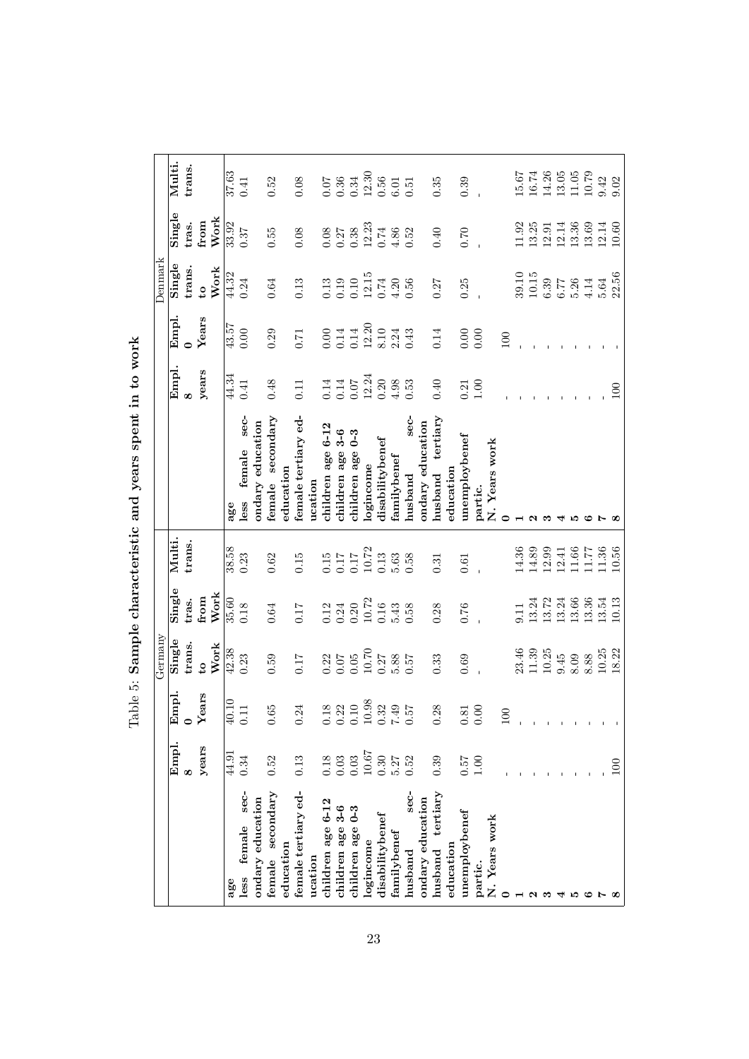Table 5: **Sample characteristic and years spent in to work**

| | Germany | | | | | Denmark | | | | |
|---|---|---|---|---|---|---|---|---|---|---|
| | **Empl. 8 years** | **Empl. 0 Years** | **Single trans. to Work** | **Single tras. from Work** | **Multi. trans.** | **Empl. 8 years** | **Empl. 0 Years** | **Single trans. to Work** | **Single tras. from Work** | **Multi. trans.** |
| **age** | 44.91 | 40.10 | 42.38 | 35.60 | 38.58 | 44.34 | 43.57 | 44.32 | 33.92 | 37.63 |
| **less female secondary education** | 0.34 | 0.11 | 0.23 | 0.18 | 0.23 | 0.41 | 0.00 | 0.24 | 0.37 | 0.41 |
| **female secondary education** | 0.52 | 0.65 | 0.59 | 0.64 | 0.62 | 0.48 | 0.29 | 0.64 | 0.55 | 0.52 |
| **female tertiary education** | 0.13 | 0.24 | 0.17 | 0.17 | 0.15 | 0.11 | 0.71 | 0.13 | 0.08 | 0.08 |
| **children age 6-12** | 0.18 | 0.18 | 0.22 | 0.12 | 0.15 | 0.14 | 0.00 | 0.13 | 0.08 | 0.07 |
| **children age 3-6** | 0.03 | 0.22 | 0.07 | 0.24 | 0.17 | 0.14 | 0.14 | 0.19 | 0.27 | 0.36 |
| **children age 0-3** | 0.03 | 0.10 | 0.05 | 0.20 | 0.17 | 0.07 | 0.14 | 0.10 | 0.38 | 0.34 |
| **logincome** | 10.67 | 10.98 | 10.70 | 10.72 | 10.72 | 12.24 | 12.20 | 12.15 | 12.23 | 12.30 |
| **disabilitybenef** | 0.30 | 0.32 | 0.27 | 0.16 | 0.13 | 0.20 | 8.10 | 0.74 | 0.74 | 0.56 |
| **familybenef** | 5.27 | 7.49 | 5.88 | 5.43 | 5.63 | 4.98 | 2.24 | 4.20 | 4.86 | 6.01 |
| **husband secondary education** | 0.52 | 0.57 | 0.57 | 0.58 | 0.58 | 0.53 | 0.43 | 0.56 | 0.52 | 0.51 |
| **husband tertiary education** | 0.39 | 0.28 | 0.33 | 0.28 | 0.31 | 0.40 | 0.14 | 0.27 | 0.40 | 0.35 |
| **unemploybenef** | 0.57 | 0.81 | 0.69 | 0.76 | 0.61 | 0.21 | 0.00 | 0.25 | 0.70 | 0.39 |
| **partic.** | 1.00 | 0.00 | - | - | - | 1.00 | 0.00 | - | - | - |
| **N. Years work** | | | | | | | | | | |
| **0** | - | 100 | | | | - | 100 | | | |
| **1** | - | - | 23.46 | 9.11 | 14.36 | - | - | 39.10 | 11.92 | 15.67 |
| **2** | - | - | 11.39 | 13.24 | 14.89 | - | - | 10.15 | 13.25 | 16.74 |
| **3** | - | - | 10.25 | 13.72 | 12.99 | - | - | 6.39 | 12.91 | 14.26 |
| **4** | - | - | 9.45 | 13.24 | 12.41 | - | - | 6.77 | 12.14 | 13.05 |
| **5** | - | - | 8.09 | 13.66 | 11.66 | - | - | 5.26 | 13.36 | 11.05 |
| **6** | - | - | 8.88 | 13.36 | 11.77 | - | - | 4.14 | 13.69 | 10.79 |
| **7** | - | - | 10.25 | 13.54 | 11.36 | - | - | 5.64 | 12.14 | 9.42 |
| **8** | 100 | - | 18.22 | 10.13 | 10.56 | 100 | - | 22.56 | 10.60 | 9.02 |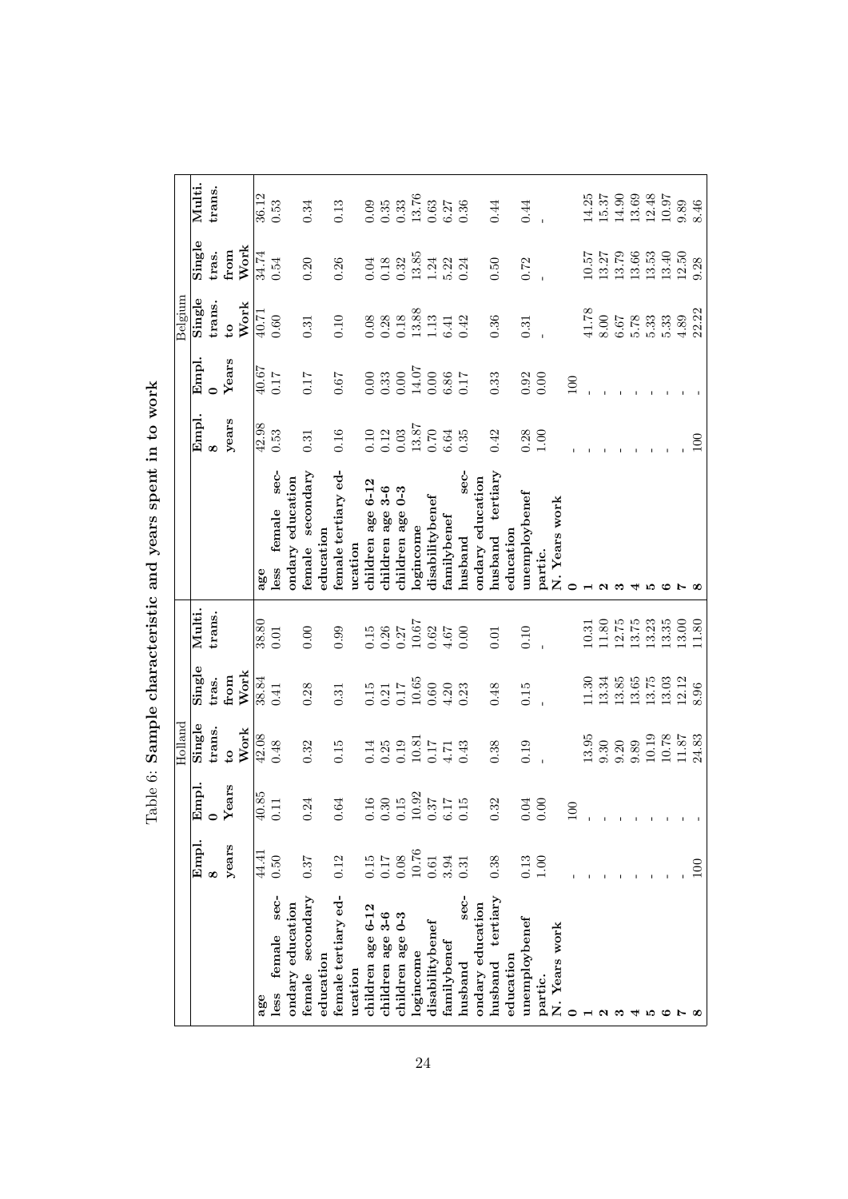Table 6: **Sample characteristic and years spent in to work**

| | Holland | | | | | Belgium | | | | |
|---|---|---|---|---|---|---|---|---|---|---|
| | **Empl. 8 years** | **Empl. 0 Years** | **Single trans. to Work** | **Single tras. from Work** | **Multi. trans.** | **Empl. 8 years** | **Empl. 0 Years** | **Single trans. to Work** | **Single tras. from Work** | **Multi. trans.** |
| **age** | 44.41 | 40.85 | 42.08 | 38.84 | 38.80 | 42.98 | 40.67 | 40.71 | 34.74 | 36.12 |
| **less female secondary education** | 0.50 | 0.11 | 0.48 | 0.41 | 0.01 | 0.53 | 0.17 | 0.60 | 0.54 | 0.53 |
| **female secondary education** | 0.37 | 0.24 | 0.32 | 0.28 | 0.00 | 0.31 | 0.17 | 0.31 | 0.20 | 0.34 |
| **female tertiary education** | 0.12 | 0.64 | 0.15 | 0.31 | 0.99 | 0.16 | 0.67 | 0.10 | 0.26 | 0.13 |
| **children age 6-12** | 0.15 | 0.16 | 0.14 | 0.15 | 0.15 | 0.10 | 0.00 | 0.08 | 0.04 | 0.09 |
| **children age 3-6** | 0.17 | 0.30 | 0.25 | 0.21 | 0.26 | 0.12 | 0.33 | 0.28 | 0.18 | 0.35 |
| **children age 0-3** | 0.08 | 0.15 | 0.19 | 0.17 | 0.27 | 0.03 | 0.00 | 0.18 | 0.32 | 0.33 |
| **logincome** | 10.76 | 10.92 | 10.81 | 10.65 | 10.67 | 13.87 | 14.07 | 13.88 | 13.85 | 13.76 |
| **disabilitybenef** | 0.61 | 0.37 | 0.17 | 0.60 | 0.62 | 0.70 | 0.00 | 1.13 | 1.24 | 0.63 |
| **familybenef** | 3.94 | 6.17 | 4.71 | 4.20 | 4.67 | 6.64 | 6.86 | 6.41 | 5.22 | 6.27 |
| **husband secondary education** | 0.31 | 0.15 | 0.43 | 0.23 | 0.00 | 0.35 | 0.17 | 0.42 | 0.24 | 0.36 |
| **husband tertiary education** | 0.38 | 0.32 | 0.38 | 0.48 | 0.01 | 0.42 | 0.33 | 0.36 | 0.50 | 0.44 |
| **unemploybenef** | 0.13 | 0.04 | 0.19 | 0.15 | 0.10 | 0.28 | 0.92 | 0.31 | 0.72 | 0.44 |
| **partic.** | 1.00 | 0.00 | - | - | - | 1.00 | 0.00 | - | - | - |
| **N. Years work** | | | | | | | | | | |
| **0** | - | 100 | | | | - | 100 | | | |
| **1** | - | - | 13.95 | 11.30 | 10.31 | - | - | 41.78 | 10.57 | 14.25 |
| **2** | - | - | 9.30 | 13.34 | 11.80 | - | - | 8.00 | 13.27 | 15.37 |
| **3** | - | - | 9.20 | 13.85 | 12.75 | - | - | 6.67 | 13.79 | 14.90 |
| **4** | - | - | 9.89 | 13.65 | 13.75 | - | - | 5.78 | 13.66 | 13.69 |
| **5** | - | - | 10.19 | 13.75 | 13.23 | - | - | 5.33 | 13.53 | 12.48 |
| **6** | - | - | 10.78 | 13.03 | 13.35 | - | - | 5.33 | 13.40 | 10.97 |
| **7** | - | - | 11.87 | 12.12 | 13.00 | - | - | 4.89 | 12.50 | 9.89 |
| **8** | 100 | - | 24.83 | 8.96 | 11.80 | 100 | - | 22.22 | 9.28 | 8.46 |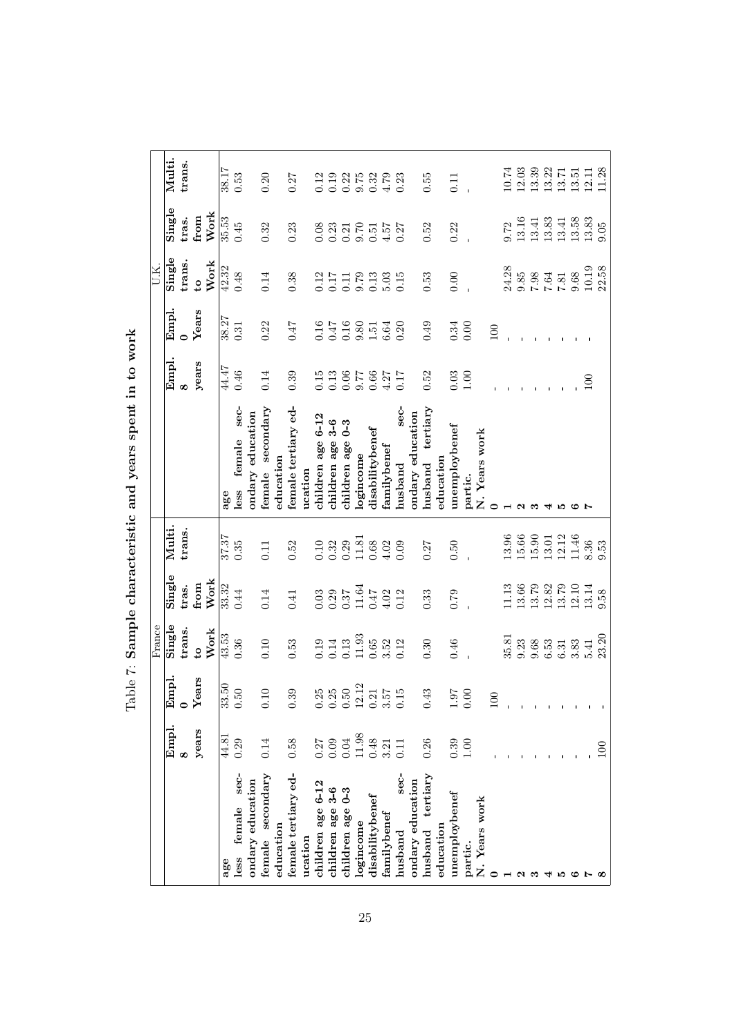Table 7: **Sample characteristic and years spent in to work**

| | France | | | | | | U.K. | | | | |
|---|---|---|---|---|---|---|---|---|---|---|---|
| | **Empl. 8 years** | **Empl. 0 Years** | **Single trans. to Work** | **Single tras. from Work** | **Multi. trans.** | | **Empl. 8 years** | **Empl. 0 Years** | **Single trans. to Work** | **Single tras. from Work** | **Multi. trans.** |
| **age** | 44.81 | 33.50 | 43.53 | 33.32 | 37.37 | **age** | 44.47 | 38.27 | 42.32 | 35.53 | 38.17 |
| **less female secondary education** | 0.29 | 0.50 | 0.36 | 0.44 | 0.35 | **less female secondary education** | 0.46 | 0.31 | 0.48 | 0.45 | 0.53 |
| **female secondary education** | 0.14 | 0.10 | 0.10 | 0.14 | 0.11 | **female secondary education** | 0.14 | 0.22 | 0.14 | 0.32 | 0.20 |
| **female tertiary education** | 0.58 | 0.39 | 0.53 | 0.41 | 0.52 | **female tertiary education** | 0.39 | 0.47 | 0.38 | 0.23 | 0.27 |
| **children age 6-12** | 0.27 | 0.25 | 0.19 | 0.03 | 0.10 | **children age 6-12** | 0.15 | 0.16 | 0.12 | 0.08 | 0.12 |
| **children age 3-6** | 0.09 | 0.25 | 0.14 | 0.29 | 0.32 | **children age 3-6** | 0.13 | 0.47 | 0.17 | 0.23 | 0.19 |
| **children age 0-3** | 0.04 | 0.50 | 0.13 | 0.37 | 0.29 | **children age 0-3** | 0.06 | 0.16 | 0.11 | 0.21 | 0.22 |
| **logincome** | 11.98 | 12.12 | 11.93 | 11.64 | 11.81 | **logincome** | 9.77 | 9.80 | 9.79 | 9.70 | 9.75 |
| **disabilitybenef** | 0.48 | 0.21 | 0.65 | 0.47 | 0.68 | **disabilitybenef** | 0.66 | 1.51 | 0.13 | 0.51 | 0.32 |
| **familybenef** | 3.21 | 3.57 | 3.52 | 4.02 | 4.02 | **familybenef** | 4.27 | 6.64 | 5.03 | 4.57 | 4.79 |
| **husband secondary education** | 0.11 | 0.15 | 0.12 | 0.12 | 0.09 | **husband secondary education** | 0.17 | 0.20 | 0.15 | 0.27 | 0.23 |
| **husband tertiary education** | 0.26 | 0.43 | 0.30 | 0.33 | 0.27 | **husband tertiary education** | 0.52 | 0.49 | 0.53 | 0.52 | 0.55 |
| **unemploybenef** | 0.39 | 1.97 | 0.46 | 0.79 | 0.50 | **unemploybenef** | 0.03 | 0.34 | 0.00 | 0.22 | 0.11 |
| **partic.** | 1.00 | 0.00 | - | - | - | **partic.** | 1.00 | 0.00 | - | - | - |
| **N. Years work** | | | | | | **N. Years work** | | | | | |
| **0** | - | 100 | | | | **0** | - | 100 | | | |
| **1** | - | - | 35.81 | 11.13 | 13.96 | **1** | - | - | 24.28 | 9.72 | 10.74 |
| **2** | - | - | 9.23 | 13.66 | 15.66 | **2** | - | - | 9.85 | 13.16 | 12.03 |
| **3** | - | - | 9.68 | 13.79 | 15.90 | **3** | - | - | 7.98 | 13.41 | 13.39 |
| **4** | - | - | 6.53 | 12.82 | 13.01 | **4** | - | - | 7.64 | 13.83 | 13.22 |
| **5** | - | - | 6.31 | 13.79 | 12.12 | **5** | - | - | 7.81 | 13.41 | 13.71 |
| **6** | - | - | 3.83 | 12.10 | 11.46 | **6** | - | - | 9.68 | 13.58 | 13.51 |
| **7** | - | - | 5.41 | 13.14 | 8.36 | **7** | 100 | - | 10.19 | 13.83 | 12.11 |
| **8** | 100 | - | 23.20 | 9.58 | 9.53 | | | | 22.58 | 9.05 | 11.28 |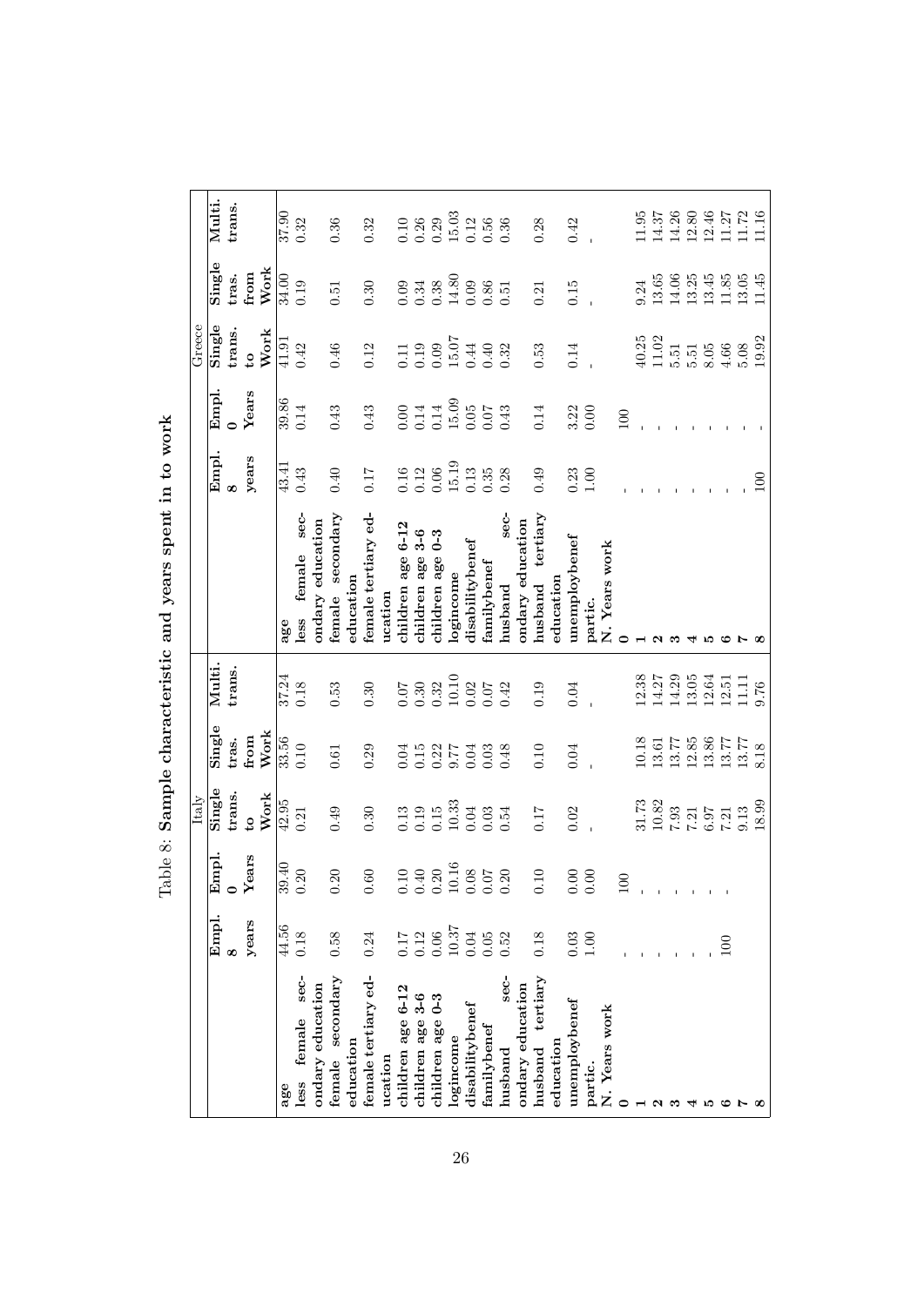Table 8: **Sample characteristic and years spent in to work**

| | Italy | | | | | | Greece | | | | |
|---|---|---|---|---|---|---|---|---|---|---|---|
| | **Empl. 8 years** | **Empl. 0 Years** | **Single trans. to Work** | **Single tras. from Work** | **Multi. trans.** | | **Empl. 8 years** | **Empl. 0 Years** | **Single trans. to Work** | **Single tras. from Work** | **Multi. trans.** |
| **age** | 44.56 | 39.40 | 42.95 | 33.56 | 37.24 | **age** | 43.41 | 39.86 | 41.91 | 34.00 | 37.90 |
| **less female secondary education** | 0.18 | 0.20 | 0.21 | 0.10 | 0.18 | **less female secondary education** | 0.43 | 0.14 | 0.42 | 0.19 | 0.32 |
| **female secondary education** | 0.58 | 0.20 | 0.49 | 0.61 | 0.53 | **female secondary education** | 0.40 | 0.43 | 0.46 | 0.51 | 0.36 |
| **female tertiary education** | 0.24 | 0.60 | 0.30 | 0.29 | 0.30 | **female tertiary education** | 0.17 | 0.43 | 0.12 | 0.30 | 0.32 |
| **children age 6-12** | 0.17 | 0.10 | 0.13 | 0.04 | 0.07 | **children age 6-12** | 0.16 | 0.00 | 0.11 | 0.09 | 0.10 |
| **children age 3-6** | 0.12 | 0.40 | 0.19 | 0.15 | 0.30 | **children age 3-6** | 0.12 | 0.14 | 0.19 | 0.34 | 0.26 |
| **children age 0-3** | 0.06 | 0.20 | 0.15 | 0.22 | 0.32 | **children age 0-3** | 0.06 | 0.14 | 0.09 | 0.38 | 0.29 |
| **logincome** | 10.37 | 10.16 | 10.33 | 9.77 | 10.10 | **logincome** | 15.19 | 15.09 | 15.07 | 14.80 | 15.03 |
| **disabilitybenef** | 0.04 | 0.08 | 0.04 | 0.04 | 0.02 | **disabilitybenef** | 0.13 | 0.05 | 0.44 | 0.09 | 0.12 |
| **familybenef** | 0.05 | 0.07 | 0.03 | 0.03 | 0.07 | **familybenef** | 0.35 | 0.07 | 0.40 | 0.86 | 0.56 |
| **husband secondary education** | 0.52 | 0.20 | 0.54 | 0.48 | 0.42 | **husband secondary education** | 0.28 | 0.43 | 0.32 | 0.51 | 0.36 |
| **husband tertiary education** | 0.18 | 0.10 | 0.17 | 0.10 | 0.19 | **husband tertiary education** | 0.49 | 0.14 | 0.53 | 0.21 | 0.28 |
| **unemploybenef** | 0.03 | 0.00 | 0.02 | 0.04 | 0.04 | **unemploybenef** | 0.23 | 3.22 | 0.14 | 0.15 | 0.42 |
| **partic.** | 1.00 | 0.00 | - | - | - | **partic.** | 1.00 | 0.00 | - | - | - |
| **N. Years work** | | | | | | **N. Years work** | | | | | |
| **0** | - | 100 | | | | **0** | - | 100 | | | |
| **1** | - | - | 31.73 | 10.18 | 12.38 | **1** | - | - | 40.25 | 9.24 | 11.95 |
| **2** | - | - | 10.82 | 13.61 | 14.27 | **2** | - | - | 11.02 | 13.65 | 14.37 |
| **3** | - | - | 7.93 | 13.77 | 14.29 | **3** | - | - | 5.51 | 14.06 | 14.26 |
| **4** | - | - | 7.21 | 12.85 | 13.05 | **4** | - | - | 5.51 | 13.25 | 12.80 |
| **5** | - | - | 6.97 | 13.86 | 12.64 | **5** | - | - | 8.05 | 13.45 | 12.46 |
| **6** | 100 | - | 7.21 | 13.77 | 11.11 | **6** | - | - | 4.66 | 11.85 | 11.27 |
| **7** | | | 9.13 | 13.77 | 11.11 | **7** | - | - | 5.08 | 13.05 | 11.72 |
| **8** | | | 18.99 | 8.18 | 9.76 | **8** | 100 | - | 19.92 | 11.45 | 11.16 |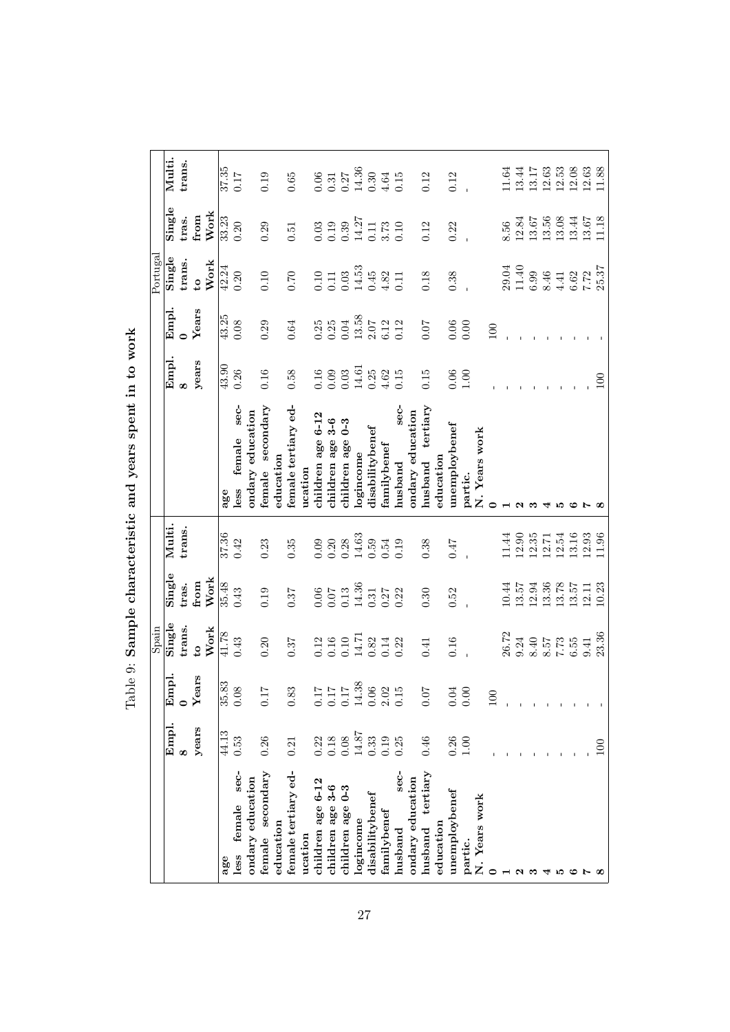Table 9: **Sample characteristic and years spent in to work**

| | Spain | | | | | Portugal | | | | |
|---|---|---|---|---|---|---|---|---|---|---|
| | **Empl. 8 years** | **Empl. 0 Years** | **Single trans. to Work** | **Single tras. from Work** | **Multi. trans.** | **Empl. 8 years** | **Empl. 0 Years** | **Single trans. to Work** | **Single tras. from Work** | **Multi. trans.** |
| **age** | 44.13 | 35.83 | 41.78 | 35.48 | 37.36 | 43.90 | 43.25 | 42.24 | 33.23 | 37.35 |
| **less female secondary education** | 0.53 | 0.08 | 0.43 | 0.43 | 0.42 | 0.26 | 0.08 | 0.20 | 0.20 | 0.17 |
| **female secondary education** | 0.26 | 0.17 | 0.20 | 0.19 | 0.23 | 0.16 | 0.29 | 0.10 | 0.29 | 0.19 |
| **female tertiary education** | 0.21 | 0.83 | 0.37 | 0.37 | 0.35 | 0.58 | 0.64 | 0.70 | 0.51 | 0.65 |
| **children age 6-12** | 0.22 | 0.17 | 0.12 | 0.06 | 0.09 | 0.16 | 0.25 | 0.10 | 0.03 | 0.06 |
| **children age 3-6** | 0.18 | 0.17 | 0.16 | 0.07 | 0.20 | 0.09 | 0.25 | 0.11 | 0.19 | 0.31 |
| **children age 0-3** | 0.08 | 0.17 | 0.10 | 0.13 | 0.28 | 0.03 | 0.04 | 0.03 | 0.39 | 0.27 |
| **logincome** | 14.87 | 14.38 | 14.71 | 14.36 | 14.63 | 14.61 | 13.58 | 14.53 | 14.27 | 14.36 |
| **disabilitybenef** | 0.33 | 0.06 | 0.82 | 0.31 | 0.59 | 0.25 | 2.07 | 0.45 | 0.11 | 0.30 |
| **familybenef** | 0.19 | 2.02 | 0.14 | 0.27 | 0.54 | 4.62 | 6.12 | 4.82 | 3.73 | 4.64 |
| **husband secondary education** | 0.25 | 0.15 | 0.22 | 0.22 | 0.19 | 0.15 | 0.12 | 0.11 | 0.10 | 0.15 |
| **husband tertiary education** | 0.46 | 0.07 | 0.41 | 0.30 | 0.38 | 0.15 | 0.07 | 0.18 | 0.12 | 0.12 |
| **unemploybenef** | 0.26 | 0.04 | 0.16 | 0.52 | 0.47 | 0.06 | 0.06 | 0.38 | 0.22 | 0.12 |
| **partic.** | 1.00 | 0.00 | - | - | - | 1.00 | 0.00 | - | - | - |
| **N. Years work** | | | | | | | | | | |
| **0** | - | 100 | | | | - | 100 | | | |
| **1** | - | - | 26.72 | 10.44 | 11.44 | - | - | 29.04 | 8.56 | 11.64 |
| **2** | - | - | 9.24 | 13.57 | 12.90 | - | - | 11.40 | 12.84 | 13.44 |
| **3** | - | - | 8.40 | 12.94 | 12.35 | - | - | 6.99 | 13.67 | 13.17 |
| **4** | - | - | 8.57 | 13.36 | 12.71 | - | - | 8.46 | 13.56 | 12.63 |
| **5** | - | - | 7.73 | 13.78 | 12.54 | - | - | 4.41 | 13.08 | 12.53 |
| **6** | - | - | 6.55 | 13.57 | 13.16 | - | - | 6.62 | 13.44 | 12.08 |
| **7** | - | - | 9.41 | 12.11 | 12.93 | - | - | 7.72 | 13.67 | 12.63 |
| **8** | 100 | - | 23.36 | 10.23 | 11.96 | 100 | - | 25.37 | 11.18 | 11.88 |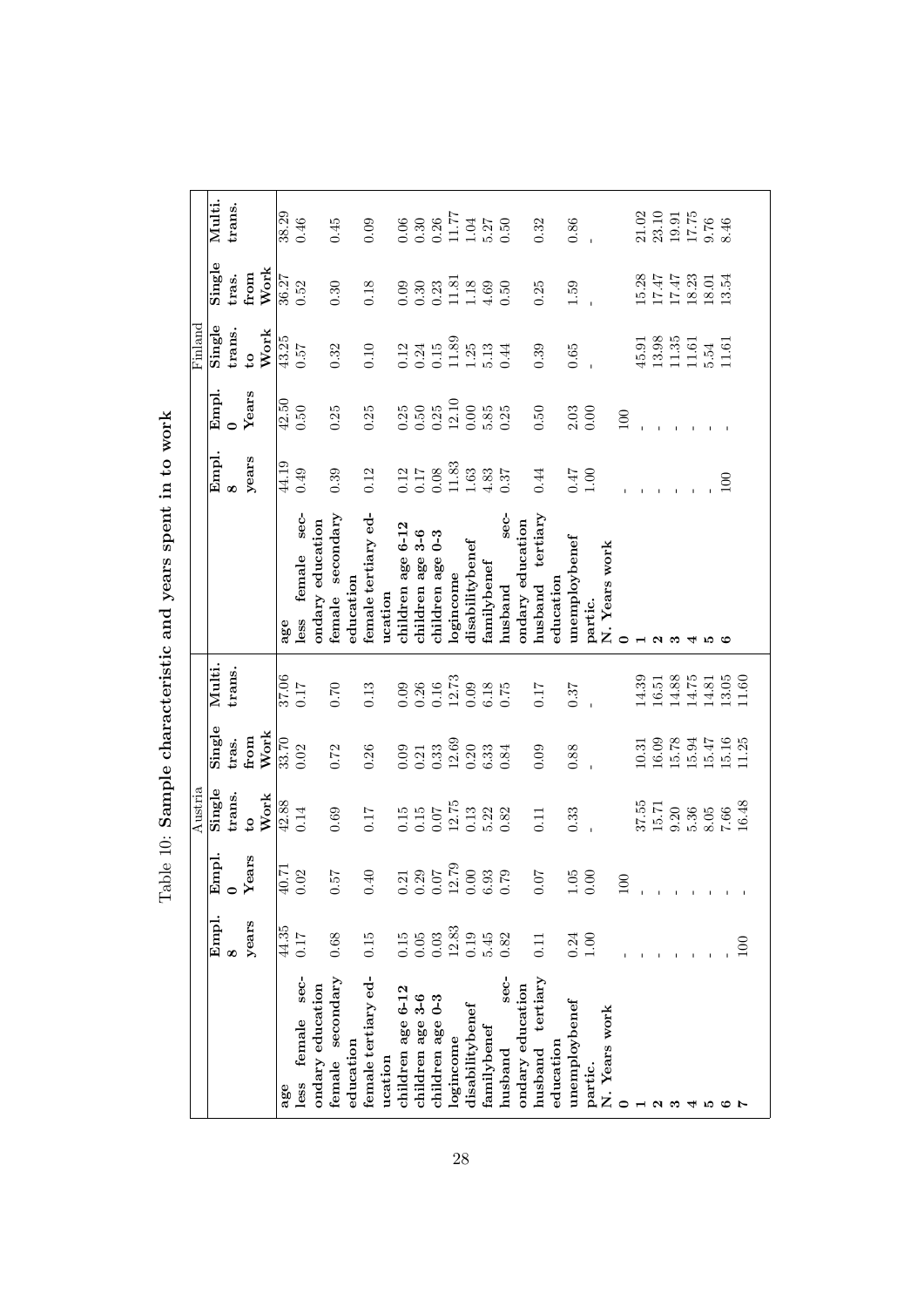Table 10: **Sample characteristic and years spent in to work**

| | Austria | | | | | Finland | | | | |
|---|---|---|---|---|---|---|---|---|---|---|
| | **Empl. 8 years** | **Empl. 0 Years** | **Single trans. to Work** | **Single tras. from Work** | **Multi. trans.** | **Empl. 8 years** | **Empl. 0 Years** | **Single trans. to Work** | **Single tras. from Work** | **Multi. trans.** |
| **age** | 44.35 | 40.71 | 42.88 | 33.70 | 37.06 | 44.19 | 42.50 | 43.25 | 36.27 | 38.29 |
| **less female secondary education** | 0.17 | 0.02 | 0.14 | 0.02 | 0.17 | 0.49 | 0.50 | 0.57 | 0.52 | 0.46 |
| **female secondary education** | 0.68 | 0.57 | 0.69 | 0.72 | 0.70 | 0.39 | 0.25 | 0.32 | 0.30 | 0.45 |
| **female tertiary education** | 0.15 | 0.40 | 0.17 | 0.26 | 0.13 | 0.12 | 0.25 | 0.10 | 0.18 | 0.09 |
| **children age 6-12** | 0.15 | 0.21 | 0.15 | 0.09 | 0.09 | 0.12 | 0.25 | 0.12 | 0.09 | 0.06 |
| **children age 3-6** | 0.05 | 0.29 | 0.15 | 0.21 | 0.26 | 0.17 | 0.50 | 0.24 | 0.30 | 0.30 |
| **children age 0-3** | 0.03 | 0.07 | 0.07 | 0.33 | 0.16 | 0.08 | 0.25 | 0.15 | 0.23 | 0.26 |
| **logincome** | 12.83 | 12.79 | 12.75 | 12.69 | 12.73 | 11.83 | 12.10 | 11.89 | 11.81 | 11.77 |
| **disabilitybenef** | 0.19 | 0.00 | 0.13 | 0.20 | 0.09 | 1.63 | 0.00 | 1.25 | 1.18 | 1.04 |
| **familybenef** | 5.45 | 6.93 | 5.22 | 6.33 | 6.18 | 4.83 | 5.85 | 5.13 | 4.69 | 5.27 |
| **husband secondary education** | 0.82 | 0.79 | 0.82 | 0.84 | 0.75 | 0.37 | 0.25 | 0.44 | 0.50 | 0.50 |
| **husband tertiary education** | 0.11 | 0.07 | 0.11 | 0.09 | 0.17 | 0.44 | 0.50 | 0.39 | 0.25 | 0.32 |
| **unemploybenef** | 0.24 | 1.05 | 0.33 | 0.88 | 0.37 | 0.47 | 2.03 | 0.65 | 1.59 | 0.86 |
| **partic.** | 1.00 | 0.00 | - | - | - | 1.00 | 0.00 | - | - | - |
| **N. Years work** | | | | | | | | | | |
| **0** | - | 100 | | | | - | 100 | | | |
| **1** | - | - | 37.55 | 10.31 | 14.39 | - | - | 45.91 | 15.28 | 21.02 |
| **2** | - | - | 15.71 | 16.09 | 16.51 | - | - | 13.98 | 17.47 | 23.10 |
| **3** | - | - | 9.20 | 15.78 | 14.88 | - | - | 11.35 | 17.47 | 19.91 |
| **4** | - | - | 5.36 | 15.94 | 14.75 | - | - | 11.61 | 18.23 | 17.75 |
| **5** | - | - | 8.05 | 15.47 | 14.81 | - | - | 5.54 | 18.01 | 9.76 |
| **6** | - | - | 7.66 | 15.16 | 13.05 | 100 | - | 11.61 | 13.54 | 8.46 |
| **7** | 100 | - | 16.48 | 11.25 | 11.60 | | | | | |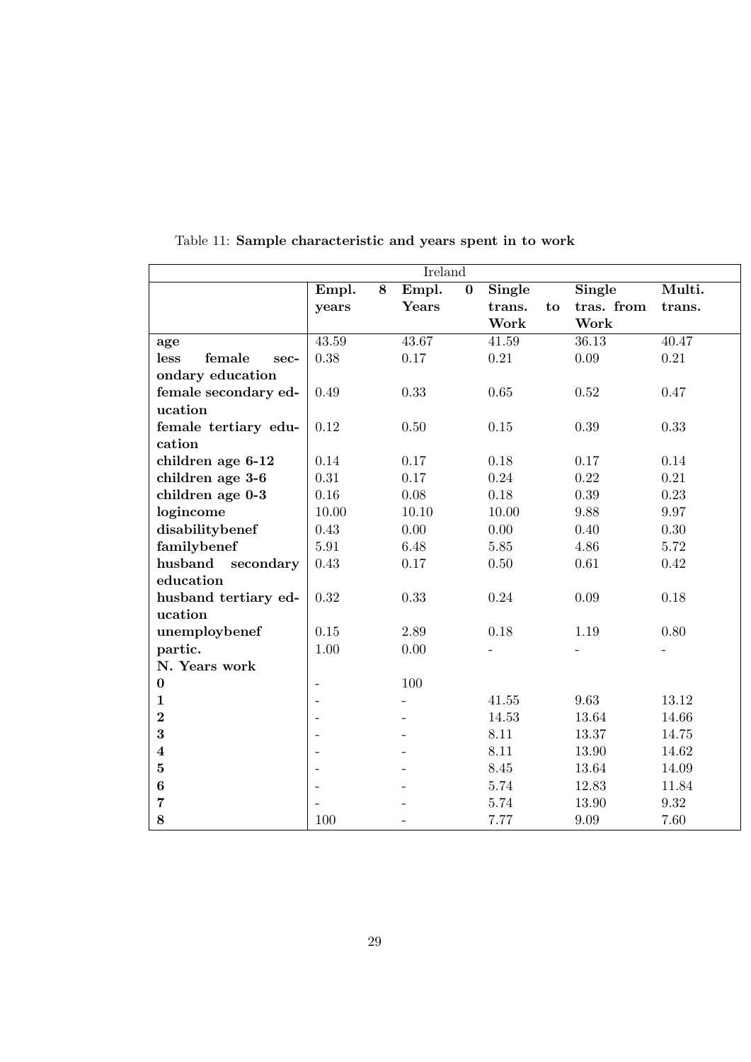Table 11: **Sample characteristic and years spent in to work**

| Ireland | | | | | |
|---|---|---|---|---|---|
| | **Empl. 8 years** | **Empl. 0 Years** | **Single trans. to Work** | **Single tras. from Work** | **Multi. trans.** |
| **age** | 43.59 | 43.67 | 41.59 | 36.13 | 40.47 |
| **less female secondary education** | 0.38 | 0.17 | 0.21 | 0.09 | 0.21 |
| **female secondary education** | 0.49 | 0.33 | 0.65 | 0.52 | 0.47 |
| **female tertiary education** | 0.12 | 0.50 | 0.15 | 0.39 | 0.33 |
| **children age 6-12** | 0.14 | 0.17 | 0.18 | 0.17 | 0.14 |
| **children age 3-6** | 0.31 | 0.17 | 0.24 | 0.22 | 0.21 |
| **children age 0-3** | 0.16 | 0.08 | 0.18 | 0.39 | 0.23 |
| **logincome** | 10.00 | 10.10 | 10.00 | 9.88 | 9.97 |
| **disabilitybenef** | 0.43 | 0.00 | 0.00 | 0.40 | 0.30 |
| **familybenef** | 5.91 | 6.48 | 5.85 | 4.86 | 5.72 |
| **husband secondary education** | 0.43 | 0.17 | 0.50 | 0.61 | 0.42 |
| **husband tertiary education** | 0.32 | 0.33 | 0.24 | 0.09 | 0.18 |
| **unemploybenef** | 0.15 | 2.89 | 0.18 | 1.19 | 0.80 |
| **partic.** | 1.00 | 0.00 | - | - | - |
| **N. Years work** | | | | | |
| **0** | - | 100 | | | |
| **1** | - | - | 41.55 | 9.63 | 13.12 |
| **2** | - | - | 14.53 | 13.64 | 14.66 |
| **3** | - | - | 8.11 | 13.37 | 14.75 |
| **4** | - | - | 8.11 | 13.90 | 14.62 |
| **5** | - | - | 8.45 | 13.64 | 14.09 |
| **6** | - | - | 5.74 | 12.83 | 11.84 |
| **7** | - | - | 5.74 | 13.90 | 9.32 |
| **8** | 100 | - | 7.77 | 9.09 | 7.60 |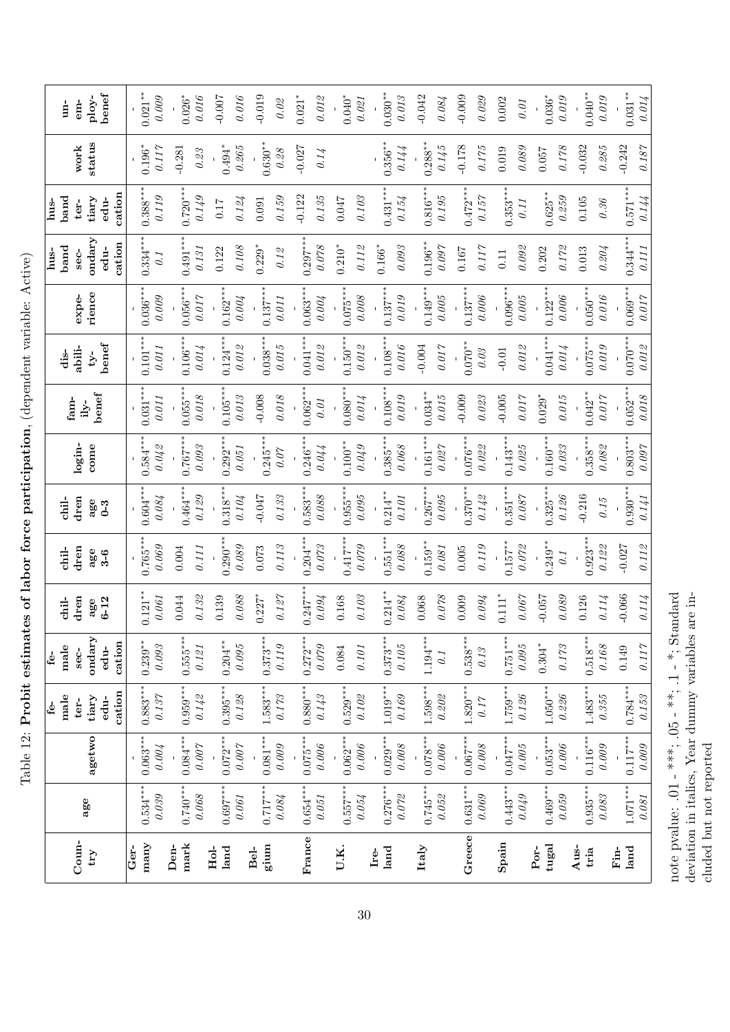Table 12: **Probit estimates of labor force participation**, (dependent variable: Active)

| Country | age | agetwo | female tertiary education | female secondary education | children age 6-12 | children age 3-6 | children age 0-3 | logincome | family benef | disability benef | experience | husband secondary education | husband tertiary education | work status | unemploy benef |
|---|---|---|---|---|---|---|---|---|---|---|---|---|---|---|---|
| Germany | 0.534*** | -0.063*** | 0.883*** | 0.239** | 0.121** | -0.765*** | -0.604*** | 0.584*** | -0.031*** | -0.101*** | -0.036*** | 0.334*** | 0.388*** | -0.196* | -0.021** |
| | *0.039* | *0.004* | *0.137* | *0.093* | *0.061* | *0.069* | *0.084* | *0.042* | *0.011* | *0.011* | *0.009* | *0.1* | *0.119* | *0.117* | *0.009* |
| Denmark | 0.740*** | -0.084*** | 0.959*** | 0.555*** | 0.044 | 0.004 | -0.464*** | 0.767*** | -0.055*** | -0.106*** | -0.056*** | 0.491*** | 0.720*** | -0.281 | -0.026* |
| | *0.068* | *0.007* | *0.142* | *0.121* | *0.132* | *0.111* | *0.129* | *0.093* | *0.018* | *0.014* | *0.017* | *0.131* | *0.149* | *0.23* | *0.016* |
| Holland | 0.697*** | -0.072*** | 0.395*** | 0.204** | 0.139 | -0.290*** | -0.318*** | 0.292*** | -0.105*** | -0.124*** | -0.162*** | 0.122 | 0.17 | -0.494* | -0.007 |
| | *0.061* | *0.007* | *0.128* | *0.095* | *0.088* | *0.089* | *0.104* | *0.051* | *0.013* | *0.012* | *0.004* | *0.108* | *0.124* | *0.265* | *0.016* |
| Belgium | 0.717*** | -0.081*** | 1.583*** | 0.373*** | 0.227* | 0.073 | -0.047 | 0.245*** | -0.008 | -0.038*** | -0.137*** | 0.229* | 0.091 | -0.630** | -0.019 |
| | *0.084* | *0.009* | *0.173* | *0.119* | *0.127* | *0.113* | *0.133* | *0.07* | *0.018* | *0.015* | *0.011* | *0.12* | *0.159* | *0.28* | *0.02* |
| France | 0.654*** | -0.075*** | 0.880*** | 0.272*** | 0.247*** | -0.204*** | -0.583*** | 0.246*** | -0.062*** | -0.041*** | -0.063*** | 0.297*** | -0.122 | -0.027 | 0.021* |
| | *0.051* | *0.006* | *0.143* | *0.079* | *0.094* | *0.073* | *0.088* | *0.044* | *0.01* | *0.012* | *0.004* | *0.078* | *0.135* | *0.14* | *0.012* |
| U.K. | 0.557*** | -0.062*** | 0.529*** | 0.084 | 0.168 | -0.417*** | -0.955*** | 0.100** | -0.080*** | -0.150*** | -0.075*** | 0.210* | 0.047 | | -0.040* |
| | *0.054* | *0.006* | *0.102* | *0.101* | *0.103* | *0.079* | *0.095* | *0.049* | *0.014* | *0.012* | *0.008* | *0.112* | *0.103* | | *0.021* |
| Ireland | 0.276*** | -0.029*** | 1.019*** | 0.373*** | 0.214** | -0.551*** | -0.214** | 0.385*** | -0.108*** | -0.108*** | -0.137*** | 0.166* | 0.431*** | -0.356** | -0.030** |
| | *0.072* | *0.008* | *0.169* | *0.105* | *0.084* | *0.088* | *0.101* | *0.068* | *0.019* | *0.016* | *0.019* | *0.093* | *0.154* | *0.144* | *0.013* |
| Italy | 0.745*** | -0.078*** | 1.598*** | 1.194*** | 0.068 | -0.159** | -0.267*** | 0.161*** | -0.034** | -0.004 | -0.149*** | 0.196** | 0.816*** | -0.288** | -0.042 |
| | *0.052* | *0.006* | *0.202* | *0.1* | *0.078* | *0.081* | *0.095* | *0.027* | *0.015* | *0.017* | *0.005* | *0.097* | *0.195* | *0.145* | *0.084* |
| Greece | 0.631*** | -0.067*** | 1.820*** | 0.538*** | 0.009 | 0.005 | -0.370*** | 0.076*** | -0.009 | -0.070** | -0.137*** | 0.167 | 0.472*** | -0.178 | -0.009 |
| | *0.069* | *0.008* | *0.17* | *0.13* | *0.094* | *0.119* | *0.142* | *0.022* | *0.023* | *0.03* | *0.006* | *0.117* | *0.157* | *0.175* | *0.029* |
| Spain | 0.443*** | -0.047*** | 1.759*** | 0.751*** | 0.111* | -0.157** | -0.351*** | 0.143*** | -0.005 | -0.01 | -0.096*** | 0.11 | 0.353*** | 0.019 | 0.002 |
| | *0.049* | *0.005* | *0.126* | *0.095* | *0.067* | *0.072* | *0.087* | *0.025* | *0.017* | *0.012* | *0.005* | *0.092* | *0.11* | *0.089* | *0.01* |
| Portugal | 0.469*** | -0.053*** | 1.050*** | 0.304* | -0.057 | -0.249** | -0.325*** | 0.160*** | 0.029* | -0.041*** | -0.122*** | 0.202 | 0.625** | 0.057 | -0.036* |
| | *0.059* | *0.006* | *0.226* | *0.173* | *0.089* | *0.1* | *0.126* | *0.033* | *0.015* | *0.014* | *0.006* | *0.172* | *0.259* | *0.178* | *0.019* |
| Austria | 0.935*** | -0.116*** | 1.483*** | 0.518*** | 0.126 | -0.923*** | -0.216 | 0.358*** | -0.042** | -0.075*** | -0.050*** | 0.013 | 0.105 | -0.032 | -0.040** |
| | *0.083* | *0.009* | *0.355* | *0.168* | *0.114* | *0.122* | *0.15* | *0.082* | *0.017* | *0.019* | *0.016* | *0.204* | *0.36* | *0.285* | *0.019* |
| Finland | 1.071*** | -0.117*** | 0.784*** | 0.149 | -0.066 | -0.027 | -0.930*** | 0.803*** | -0.052*** | -0.070*** | -0.069*** | 0.344*** | 0.571*** | -0.242 | -0.031** |
| | *0.081* | *0.009* | *0.153* | *0.117* | *0.114* | *0.112* | *0.141* | *0.097* | *0.018* | *0.012* | *0.017* | *0.111* | *0.144* | *0.187* | *0.014* |

note pvalue: .01 - ***; .05 - **; .1 - *; Standard deviation in italics, Year dummy variables are included but not reported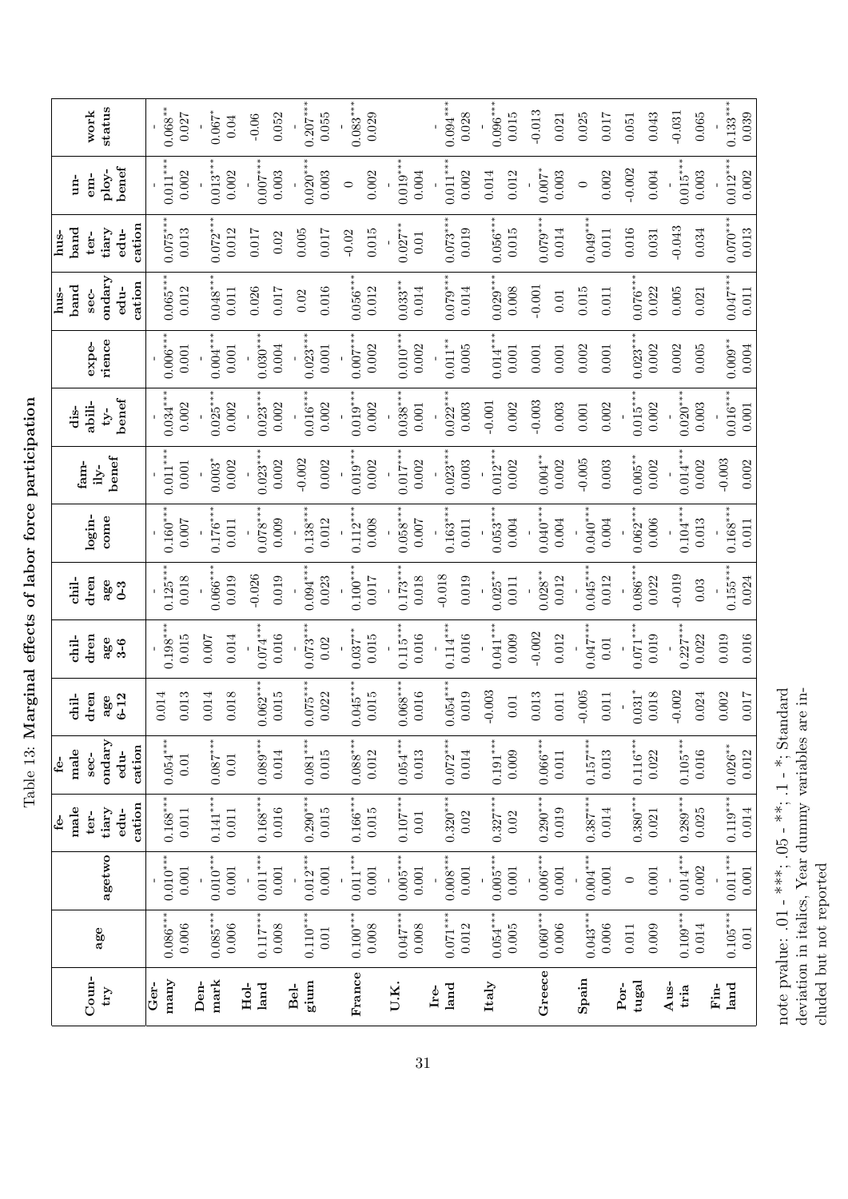# Table 13: Marginal effects of labor force participation

| Country | age | agetwo | female tertiary education | female secondary education | children age 6-12 | children age 3-6 | children age 0-3 | logincome | family benef | disability benef | experience | husband secondary education | husband tertiary education | unemploy benef | work status |
|---|---|---|---|---|---|---|---|---|---|---|---|---|---|---|---|
| Germany | 0.086*** | -0.010*** | 0.168*** | 0.054*** | 0.014 | -0.198*** | -0.125*** | -0.160*** | -0.011*** | -0.034*** | -0.006*** | 0.065*** | -0.075*** | -0.011*** | -0.068** |
| | *0.006* | *0.001* | *0.011* | *0.01* | *0.013* | *0.015* | *0.018* | *0.007* | *0.001* | *0.002* | *0.001* | *0.012* | *0.013* | *0.002* | *0.027* |
| Denmark | 0.085*** | -0.010*** | 0.141*** | 0.087*** | 0.014 | 0.007 | -0.066*** | -0.176*** | 0.003* | -0.025*** | -0.004*** | 0.048*** | -0.072*** | -0.013*** | -0.067* |
| | *0.006* | *0.001* | *0.011* | *0.01* | *0.018* | *0.014* | *0.019* | *0.011* | *0.002* | *0.002* | *0.001* | *0.011* | *0.012* | *0.002* | *0.04* |
| Holland | 0.117*** | -0.011*** | 0.168*** | 0.089*** | -0.062*** | -0.074*** | -0.026 | -0.078*** | -0.023*** | -0.023*** | -0.030*** | 0.026 | 0.017 | -0.007*** | -0.06 |
| | *0.008* | *0.001* | *0.016* | *0.014* | *0.015* | *0.016* | *0.019* | *0.009* | *0.002* | *0.002* | *0.004* | *0.017* | *0.02* | *0.003* | *0.052* |
| Belgium | 0.110*** | -0.012*** | 0.290*** | 0.081*** | -0.075*** | -0.073*** | -0.094*** | -0.138*** | -0.002 | -0.016*** | -0.023*** | 0.02 | 0.005 | -0.020*** | -0.207*** |
| | *0.01* | *0.001* | *0.015* | *0.015* | *0.022* | *0.02* | *0.023* | *0.012* | *0.002* | *0.002* | *0.001* | *0.016* | *0.017* | *0.003* | *0.055* |
| France | 0.100*** | -0.011*** | 0.166*** | 0.088*** | -0.045*** | -0.037** | -0.100*** | -0.112*** | -0.019*** | -0.019*** | -0.007*** | 0.056*** | -0.02 | 0 | -0.083*** |
| | *0.008* | *0.001* | *0.015* | *0.012* | *0.015* | *0.015* | *0.017* | *0.008* | *0.002* | *0.002* | *0.002* | *0.012* | *0.015* | *0.002* | *0.029* |
| U.K. | 0.047*** | -0.005*** | 0.107*** | 0.054*** | -0.068*** | -0.115*** | -0.173*** | -0.058*** | -0.017*** | -0.038*** | -0.010*** | 0.033** | -0.027** | -0.019*** | |
| | *0.008* | *0.001* | *0.01* | *0.013* | *0.016* | *0.016* | *0.018* | *0.007* | *0.002* | *0.001* | *0.002* | *0.014* | *0.01* | *0.004* | |
| Ireland | 0.071*** | -0.008*** | 0.320*** | 0.072*** | -0.054*** | -0.114*** | -0.018 | -0.163*** | -0.023*** | -0.022*** | -0.011** | 0.079*** | 0.073*** | -0.011*** | -0.094*** |
| | *0.012* | *0.001* | *0.02* | *0.014* | *0.019* | *0.016* | *0.019* | *0.011* | *0.003* | *0.003* | *0.005* | *0.014* | *0.019* | *0.002* | *0.028* |
| Italy | 0.054*** | -0.005*** | 0.327*** | 0.191*** | -0.003 | -0.041*** | -0.025** | -0.053*** | -0.012*** | -0.001 | -0.014*** | 0.029*** | 0.056*** | 0.014 | -0.096*** |
| | *0.005* | *0.001* | *0.02* | *0.009* | *0.01* | *0.009* | *0.011* | *0.004* | *0.002* | *0.002* | *0.001* | *0.008* | *0.015* | *0.012* | *0.015* |
| Greece | 0.060*** | -0.006*** | 0.290*** | 0.066*** | 0.013 | -0.002 | -0.028** | -0.040*** | -0.004** | -0.003 | 0.001 | -0.001 | -0.079*** | -0.007* | -0.013 |
| | *0.006* | *0.001* | *0.019* | *0.011* | *0.011* | *0.012* | *0.012* | *0.004* | *0.002* | *0.003* | *0.001* | *0.01* | *0.014* | *0.003* | *0.021* |
| Spain | 0.043*** | -0.004*** | 0.387*** | 0.157*** | -0.005 | -0.047*** | -0.045*** | -0.040*** | -0.005 | 0.001 | 0.002 | 0.015 | -0.049*** | 0 | 0.025 |
| | *0.006* | *0.001* | *0.014* | *0.013* | *0.011* | *0.01* | *0.012* | *0.004* | *0.003* | *0.002* | *0.001* | *0.011* | *0.011* | *0.002* | *0.017* |
| Portugal | 0.011 | 0 | 0.380*** | 0.116*** | -0.031* | -0.071*** | -0.086*** | -0.062*** | -0.005** | -0.015*** | -0.023*** | 0.076*** | 0.016 | -0.002 | 0.051 |
| | *0.009* | *0.001* | *0.021* | *0.022* | *0.018* | *0.019* | *0.022* | *0.006* | *0.002* | *0.002* | *0.002* | *0.022* | *0.031* | *0.004* | *0.043* |
| Austria | 0.109*** | -0.014*** | 0.289*** | 0.105*** | -0.002 | -0.227*** | -0.019 | -0.104*** | -0.014*** | -0.020*** | 0.002 | 0.005 | -0.043 | -0.015*** | -0.031 |
| | *0.014* | *0.002* | *0.025* | *0.016* | *0.024* | *0.022* | *0.03* | *0.013* | *0.002* | *0.003* | *0.005* | *0.021* | *0.034* | *0.003* | *0.065* |
| Finland | 0.105*** | -0.011*** | 0.119*** | 0.026** | 0.002 | 0.019 | -0.155*** | -0.168*** | -0.003 | -0.016*** | -0.009** | 0.047*** | -0.070*** | -0.012*** | -0.133*** |
| | *0.01* | *0.001* | *0.014* | *0.012* | *0.017* | *0.016* | *0.024* | *0.011* | *0.002* | *0.001* | *0.004* | *0.011* | *0.013* | *0.002* | *0.039* |

note pvalue: .01 - ***, .05 - **, .1 - *; Standard deviation in italics, Year dummy variables are included but not reported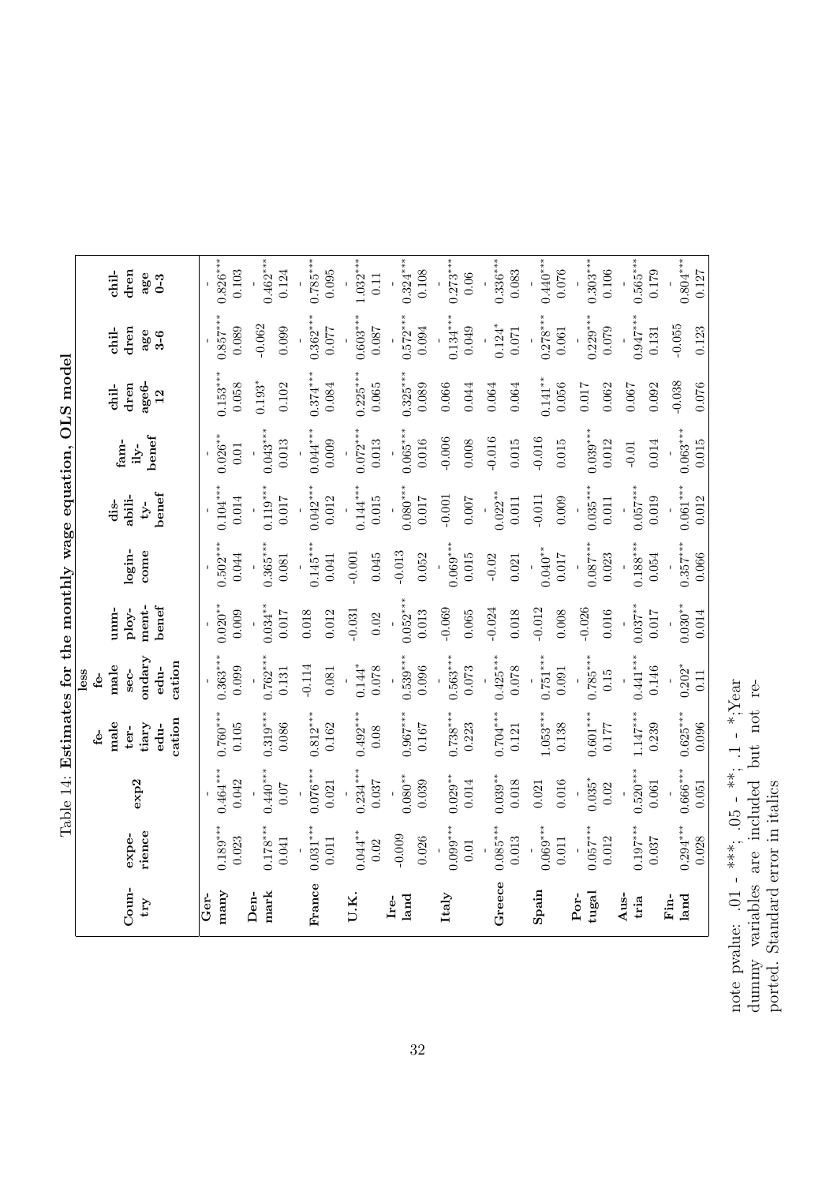Table 14: **Estimates for the monthly wage equation, OLS model**

| Country | experience | exp2 | female tertiary education | less female secondary education | unemployment benef | logincome | disability benef | family benef | children age6-12 | children age 3-6 | children age 0-3 |
|---|---|---|---|---|---|---|---|---|---|---|---|
| **Germany** | 0.189*** | -0.464*** | 0.760*** | -0.363*** | -0.020** | -0.502*** | -0.104*** | -0.026** | 0.153*** | -0.857*** | -0.826*** |
| | *0.023* | *0.042* | *0.105* | *0.099* | *0.009* | *0.044* | *0.014* | *0.01* | *0.058* | *0.089* | *0.103* |
| **Denmark** | 0.178*** | -0.440*** | 0.319*** | -0.762*** | -0.034** | -0.365*** | -0.119*** | -0.043*** | 0.193* | -0.062 | -0.462*** |
| | *0.041* | *0.07* | *0.086* | *0.131* | *0.017* | *0.081* | *0.017* | *0.013* | *0.102* | *0.099* | *0.124* |
| **France** | -0.031*** | -0.076*** | 0.812*** | -0.114 | 0.018 | -0.145*** | -0.042*** | -0.044*** | -0.374*** | -0.362*** | -0.785*** |
| | *0.011* | *0.021* | *0.162* | *0.081* | *0.012* | *0.041* | *0.012* | *0.009* | *0.084* | *0.077* | *0.095* |
| **U.K.** | 0.044** | -0.234*** | 0.492*** | -0.144* | -0.031 | -0.001 | -0.144*** | -0.072*** | -0.225*** | -0.603*** | -1.032*** |
| | *0.02* | *0.037* | *0.08* | *0.078* | *0.02* | *0.045* | *0.015* | *0.013* | *0.065* | *0.087* | *0.11* |
| **Ireland** | -0.009 | -0.080** | 0.967*** | -0.539*** | -0.052*** | -0.013 | -0.080*** | -0.065*** | -0.325*** | -0.572*** | -0.324*** |
| | *0.026* | *0.039* | *0.167* | *0.096* | *0.013* | *0.052* | *0.017* | *0.016* | *0.089* | *0.094* | *0.108* |
| **Italy** | 0.099*** | -0.029** | 0.738*** | -0.563*** | -0.069 | -0.069*** | -0.001 | -0.006 | 0.066 | -0.134*** | -0.273*** |
| | *0.01* | *0.014* | *0.223* | *0.073* | *0.065* | *0.015* | *0.007* | *0.008* | *0.044* | *0.049* | *0.06* |
| **Greece** | 0.085*** | -0.039** | 0.704*** | -0.425*** | -0.024 | -0.02 | -0.022** | -0.016 | 0.064 | -0.124* | -0.336*** |
| | *0.013* | *0.018* | *0.121* | *0.078* | *0.018* | *0.021* | *0.011* | *0.015* | *0.064* | *0.071* | *0.083* |
| **Spain** | -0.069*** | 0.021 | 1.053*** | -0.751*** | -0.012 | -0.040** | -0.011 | -0.016 | -0.141** | -0.278*** | -0.440*** |
| | *0.011* | *0.016* | *0.138* | *0.091* | *0.008* | *0.017* | *0.009* | *0.015* | *0.056* | *0.061* | *0.076* |
| **Portugal** | -0.057*** | -0.035* | 0.601*** | -0.785*** | -0.026 | -0.087*** | -0.035*** | -0.039*** | 0.017 | -0.229*** | -0.303*** |
| | *0.012* | *0.02* | *0.177* | *0.15* | *0.016* | *0.023* | *0.011* | *0.012* | *0.062* | *0.079* | *0.106* |
| **Austria** | 0.197*** | -0.520*** | 1.147*** | -0.441*** | -0.037** | -0.188*** | -0.057*** | -0.01 | 0.067 | -0.947*** | -0.565*** |
| | *0.037* | *0.061* | *0.239* | *0.146* | *0.017* | *0.054* | *0.019* | *0.014* | *0.092* | *0.131* | *0.179* |
| **Finland** | 0.294*** | -0.666*** | 0.625*** | -0.202* | -0.030** | -0.357*** | -0.061*** | -0.063*** | -0.038 | -0.055 | -0.804*** |
| | *0.028* | *0.051* | *0.096* | *0.11* | *0.014* | *0.066* | *0.012* | *0.015* | *0.076* | *0.123* | *0.127* |

note pvalue: .01 - ***, .05 - **, .1 - *;Year dummy variables are included but not reported. Standard error in italics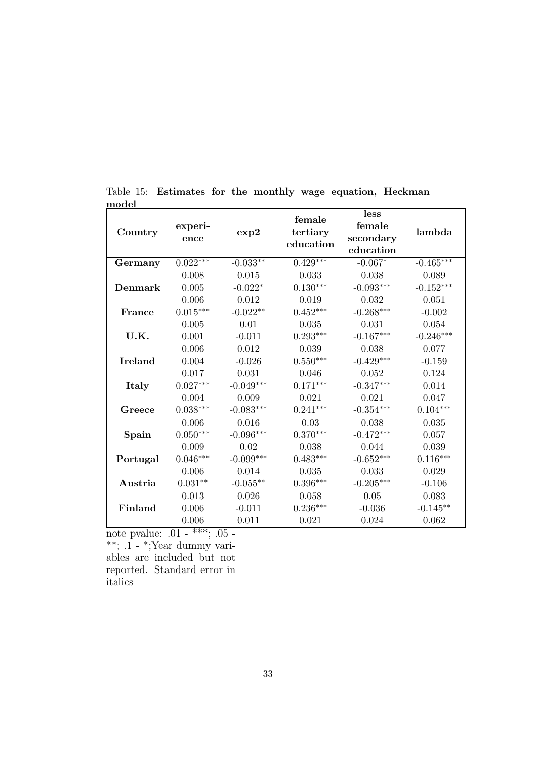Table 15: **Estimates for the monthly wage equation, Heckman model**

| Country | experi-ence | exp2 | female tertiary education | less female secondary education | lambda |
|---|---|---|---|---|---|
| **Germany** | $0.022^{***}$ | $-0.033^{**}$ | $0.429^{***}$ | $-0.067^{*}$ | $-0.465^{***}$ |
| | *0.008* | *0.015* | *0.033* | *0.038* | *0.089* |
| **Denmark** | 0.005 | $-0.022^{*}$ | $0.130^{***}$ | $-0.093^{***}$ | $-0.152^{***}$ |
| | *0.006* | *0.012* | *0.019* | *0.032* | *0.051* |
| **France** | $0.015^{***}$ | $-0.022^{**}$ | $0.452^{***}$ | $-0.268^{***}$ | -0.002 |
| | *0.005* | *0.01* | *0.035* | *0.031* | *0.054* |
| **U.K.** | 0.001 | -0.011 | $0.293^{***}$ | $-0.167^{***}$ | $-0.246^{***}$ |
| | *0.006* | *0.012* | *0.039* | *0.038* | *0.077* |
| **Ireland** | 0.004 | -0.026 | $0.550^{***}$ | $-0.429^{***}$ | -0.159 |
| | *0.017* | *0.031* | *0.046* | *0.052* | *0.124* |
| **Italy** | $0.027^{***}$ | $-0.049^{***}$ | $0.171^{***}$ | $-0.347^{***}$ | 0.014 |
| | *0.004* | *0.009* | *0.021* | *0.021* | *0.047* |
| **Greece** | $0.038^{***}$ | $-0.083^{***}$ | $0.241^{***}$ | $-0.354^{***}$ | $0.104^{***}$ |
| | *0.006* | *0.016* | *0.03* | *0.038* | *0.035* |
| **Spain** | $0.050^{***}$ | $-0.096^{***}$ | $0.370^{***}$ | $-0.472^{***}$ | 0.057 |
| | *0.009* | *0.02* | *0.038* | *0.044* | *0.039* |
| **Portugal** | $0.046^{***}$ | $-0.099^{***}$ | $0.483^{***}$ | $-0.652^{***}$ | $0.116^{***}$ |
| | *0.006* | *0.014* | *0.035* | *0.033* | *0.029* |
| **Austria** | $0.031^{**}$ | $-0.055^{**}$ | $0.396^{***}$ | $-0.205^{***}$ | -0.106 |
| | *0.013* | *0.026* | *0.058* | *0.05* | *0.083* |
| **Finland** | 0.006 | -0.011 | $0.236^{***}$ | -0.036 | $-0.145^{**}$ |
| | *0.006* | *0.011* | *0.021* | *0.024* | *0.062* |

note pvalue: .01 - ***; .05 - **; .1 - *;Year dummy variables are included but not reported. Standard error in italics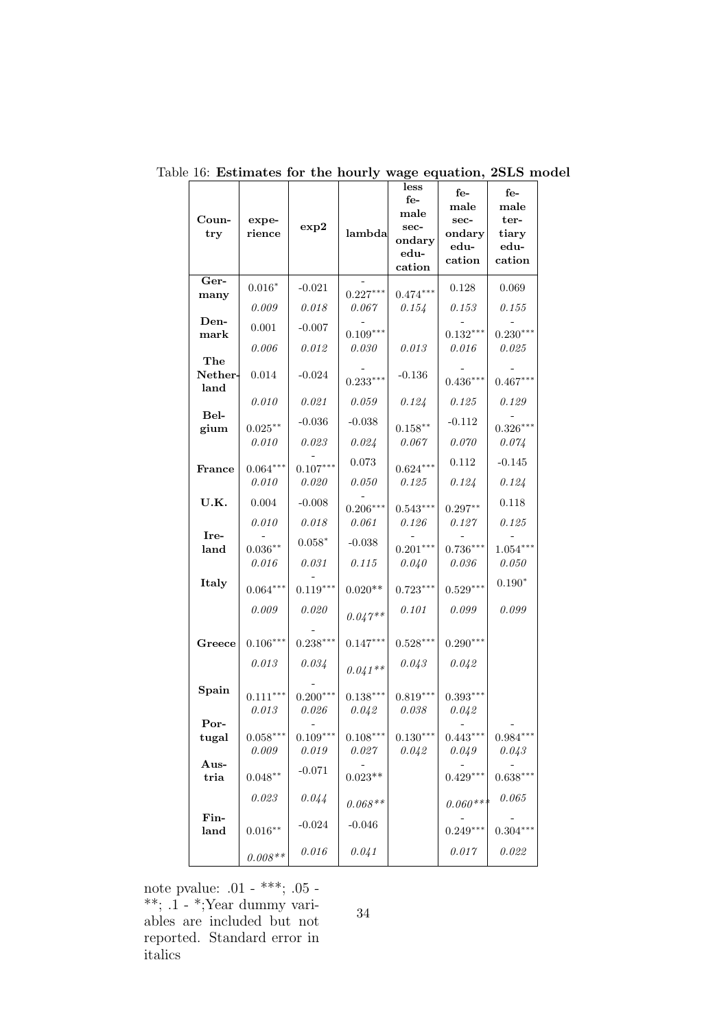Table 16: **Estimates for the hourly wage equation, 2SLS model**

| Country | experience | exp2 | lambda | less female secondary education | female secondary education | female tertiary education |
|---|---|---|---|---|---|---|
| **Germany** | 0.016* | -0.021 | -0.227*** | 0.474*** | 0.128 | 0.069 |
| | *0.009* | *0.018* | *0.067* | *0.154* | *0.153* | *0.155* |
| **Denmark** | 0.001 | -0.007 | -0.109*** | | -0.132*** | -0.230*** |
| | *0.006* | *0.012* | *0.030* | *0.013* | *0.016* | *0.025* |
| **The Netherland** | 0.014 | -0.024 | -0.233*** | -0.136 | -0.436*** | -0.467*** |
| | *0.010* | *0.021* | *0.059* | *0.124* | *0.125* | *0.129* |
| **Belgium** | 0.025** | -0.036 | -0.038 | 0.158** | -0.112 | -0.326*** |
| | *0.010* | *0.023* | *0.024* | *0.067* | *0.070* | *0.074* |
| **France** | 0.064*** | -0.107*** | 0.073 | 0.624*** | 0.112 | -0.145 |
| | *0.010* | *0.020* | *0.050* | *0.125* | *0.124* | *0.124* |
| **U.K.** | 0.004 | -0.008 | -0.206*** | 0.543*** | 0.297** | 0.118 |
| | *0.010* | *0.018* | *0.061* | *0.126* | *0.127* | *0.125* |
| **Ireland** | -0.036** | 0.058* | -0.038 | -0.201*** | -0.736*** | -1.054*** |
| | *0.016* | *0.031* | *0.115* | *0.040* | *0.036* | *0.050* |
| **Italy** | 0.064*** | -0.119*** | 0.020** | 0.723*** | 0.529*** | 0.190* |
| | *0.009* | *0.020* | *0.047*** | *0.101* | *0.099* | *0.099* |
| **Greece** | 0.106*** | -0.238*** | 0.147*** | 0.528*** | 0.290*** | |
| | *0.013* | *0.034* | *0.041*** | *0.043* | *0.042* | |
| **Spain** | 0.111*** | -0.200*** | 0.138*** | 0.819*** | 0.393*** | |
| | *0.013* | *0.026* | *0.042* | *0.038* | *0.042* | |
| **Portugal** | 0.058*** | -0.109*** | 0.108*** | 0.130*** | -0.443*** | -0.984*** |
| | *0.009* | *0.019* | *0.027* | *0.042* | *0.049* | *0.043* |
| **Austria** | 0.048** | -0.071 | -0.023** | | -0.429*** | -0.638*** |
| | *0.023* | *0.044* | *0.068*** | | *0.060**** | *0.065* |
| **Finland** | 0.016** | -0.024 | -0.046 | | -0.249*** | -0.304*** |
| | *0.008*** | *0.016* | *0.041* | | *0.017* | *0.022* |

note pvalue: .01 - ***; .05 - **; .1 - *;Year dummy variables are included but not reported. Standard error in italics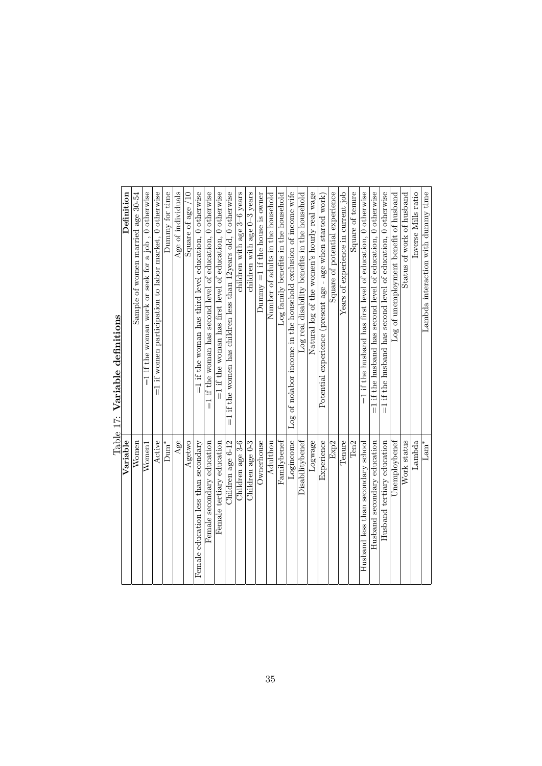Table 17: **Variable definitions**

| **Variable** | **Definition** |
|---|---|
| Women | Sample of women married age 30-54 |
| Women1 | =1 if the woman work or seek for a job , 0 otherwise |
| Active | =1 if women participation to labor market, 0 otherwise |
| Dum* | Dummy for time |
| Age | Age of individuals |
| Agetwo | Square of age /10 |
| Female education less than secondary | =1 if the woman has third level education, 0 otherwise |
| Female secondary education | =1 if the woman has second level of education, 0 otherwise |
| Female tertiary education | =1 if the woman has first level of education, 0 otherwise |
| Children age 6-12 | =1 if the women has children less than 12years old, 0 otherwise |
| Children age 3-6 | children with age 3-6 years |
| Children age 0-3 | children with age 0-3 years |
| Ownerhouse | Dummy =1 if the house is owner |
| Adulthou | Number of adults in the household |
| Familybenef | Log family benefits in the household |
| Logincome | Log of nolabor income in the household exclusion of income wife |
| Disabilitybenef | Log real disability benefits in the household |
| Logwage | Natural log of the women's hourly real wage |
| Experience | Potential experience (present age - age when started work) |
| Exp2 | Square of potential experience |
| Tenure | Years of experience in current job |
| Ten2 | Square of tenure |
| Husband less than secondary school | =1 if the husband has first level of education, 0 otherwise |
| Husband secondary education | =1 if the husband has second level of education, 0 otherwise |
| Husband tertiary education | =1 if the husband has second level of education, 0 otherwise |
| Unemploybenef | Log of unemployment benefit of husband |
| Work status | Status of work of husband |
| Lambda | Inverse Mills ratio |
| Lam* | Lambda interaction with dummy time |